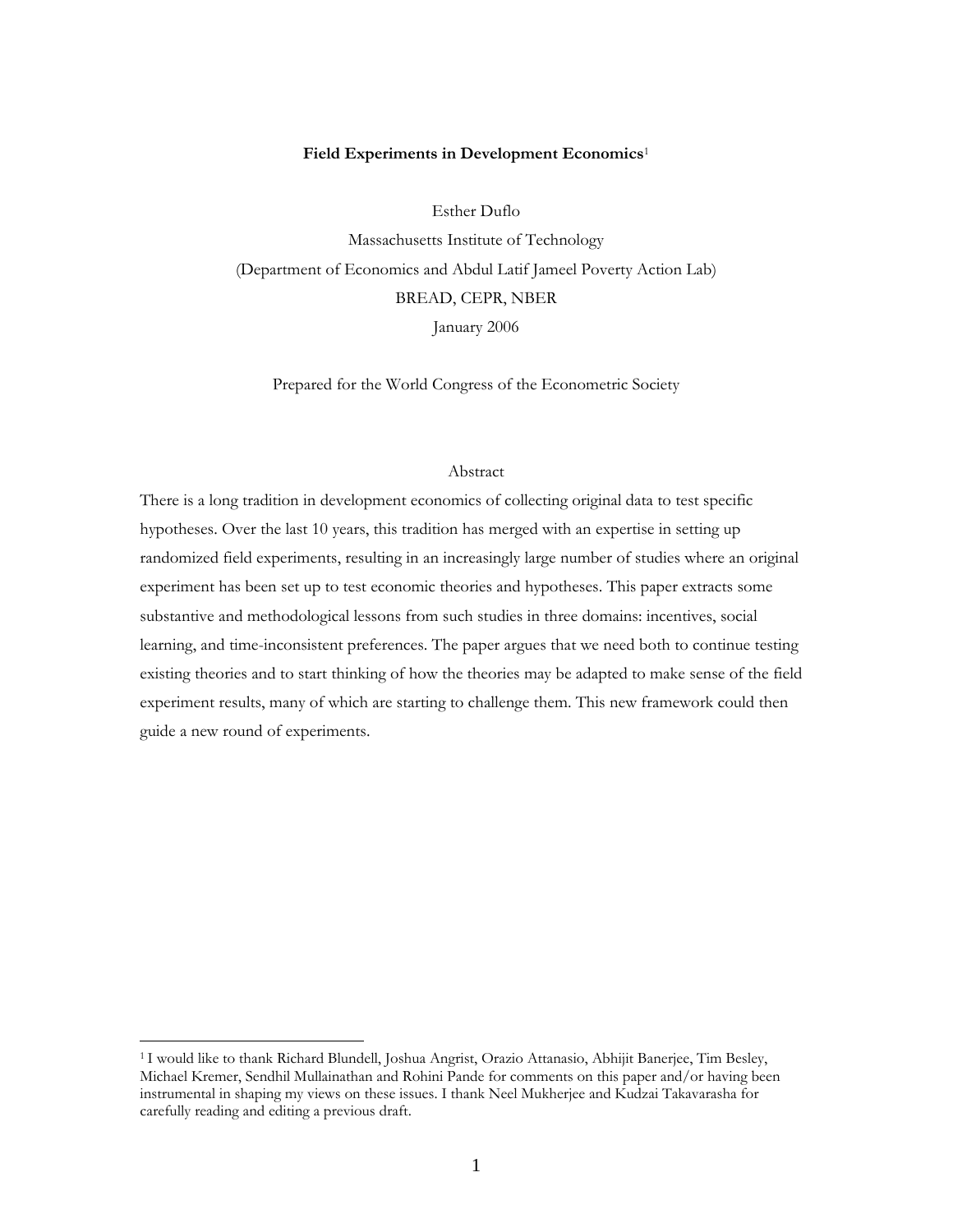# Field Experiments in Development Economics[1]

Esther Duflo

Massachusetts Institute of Technology

(Department of Economics and Abdul Latif Jameel Poverty Action Lab)

BREAD, CEPR, NBER

January 2006

Prepared for the World Congress of the Econometric Society

## Abstract

There is a long tradition in development economics of collecting original data to test specific hypotheses. Over the last 10 years, this tradition has merged with an expertise in setting up randomized field experiments, resulting in an increasingly large number of studies where an original experiment has been set up to test economic theories and hypotheses. This paper extracts some substantive and methodological lessons from such studies in three domains: incentives, social learning, and time-inconsistent preferences. The paper argues that we need both to continue testing existing theories and to start thinking of how the theories may be adapted to make sense of the field experiment results, many of which are starting to challenge them. This new framework could then guide a new round of experiments.

---

[1] I would like to thank Richard Blundell, Joshua Angrist, Orazio Attanasio, Abhijit Banerjee, Tim Besley, Michael Kremer, Sendhil Mullainathan and Rohini Pande for comments on this paper and/or having been instrumental in shaping my views on these issues. I thank Neel Mukherjee and Kudzai Takavarasha for carefully reading and editing a previous draft.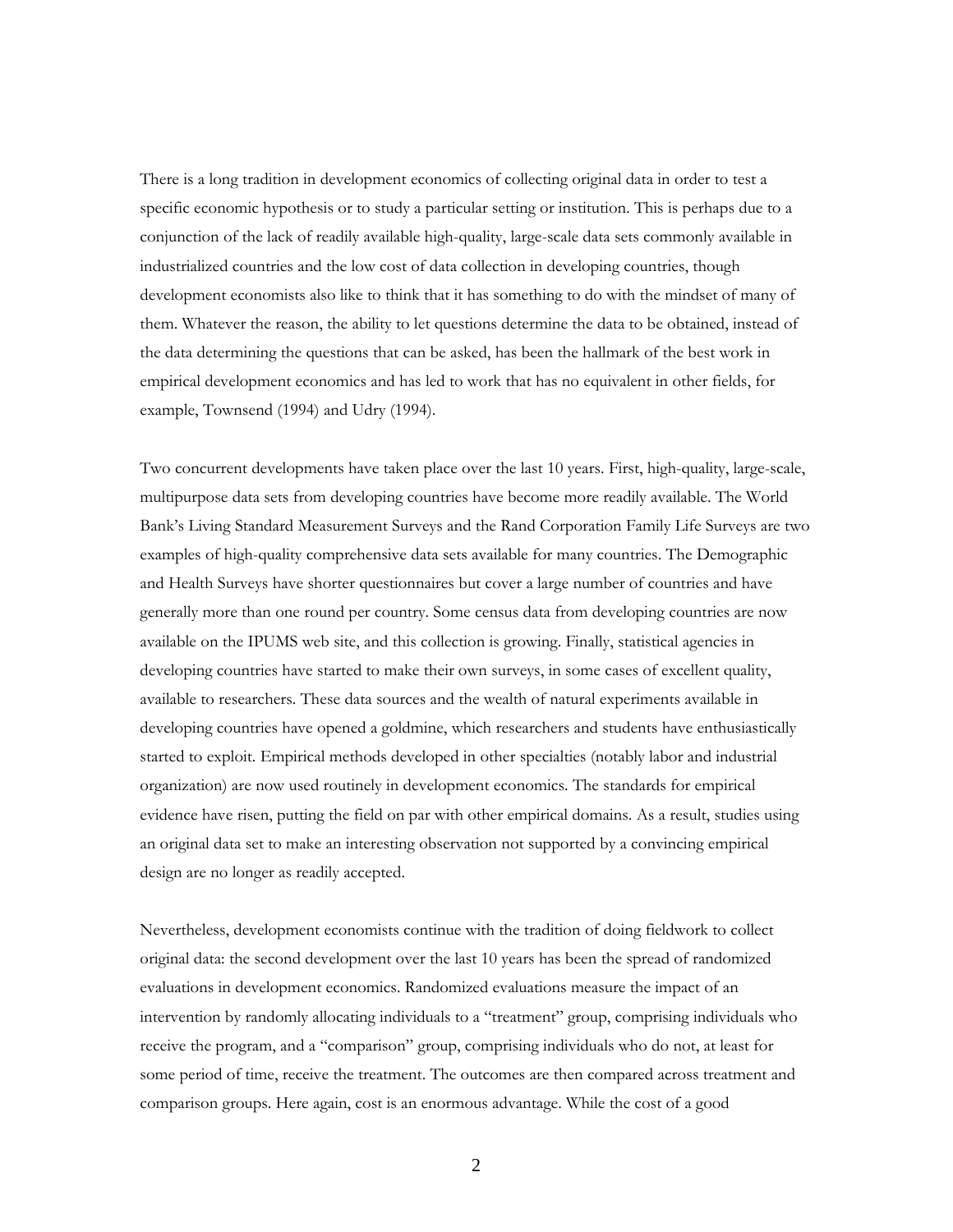There is a long tradition in development economics of collecting original data in order to test a specific economic hypothesis or to study a particular setting or institution. This is perhaps due to a conjunction of the lack of readily available high-quality, large-scale data sets commonly available in industrialized countries and the low cost of data collection in developing countries, though development economists also like to think that it has something to do with the mindset of many of them. Whatever the reason, the ability to let questions determine the data to be obtained, instead of the data determining the questions that can be asked, has been the hallmark of the best work in empirical development economics and has led to work that has no equivalent in other fields, for example, Townsend (1994) and Udry (1994).

Two concurrent developments have taken place over the last 10 years. First, high-quality, large-scale, multipurpose data sets from developing countries have become more readily available. The World Bank's Living Standard Measurement Surveys and the Rand Corporation Family Life Surveys are two examples of high-quality comprehensive data sets available for many countries. The Demographic and Health Surveys have shorter questionnaires but cover a large number of countries and have generally more than one round per country. Some census data from developing countries are now available on the IPUMS web site, and this collection is growing. Finally, statistical agencies in developing countries have started to make their own surveys, in some cases of excellent quality, available to researchers. These data sources and the wealth of natural experiments available in developing countries have opened a goldmine, which researchers and students have enthusiastically started to exploit. Empirical methods developed in other specialties (notably labor and industrial organization) are now used routinely in development economics. The standards for empirical evidence have risen, putting the field on par with other empirical domains. As a result, studies using an original data set to make an interesting observation not supported by a convincing empirical design are no longer as readily accepted.

Nevertheless, development economists continue with the tradition of doing fieldwork to collect original data: the second development over the last 10 years has been the spread of randomized evaluations in development economics. Randomized evaluations measure the impact of an intervention by randomly allocating individuals to a "treatment" group, comprising individuals who receive the program, and a "comparison" group, comprising individuals who do not, at least for some period of time, receive the treatment. The outcomes are then compared across treatment and comparison groups. Here again, cost is an enormous advantage. While the cost of a good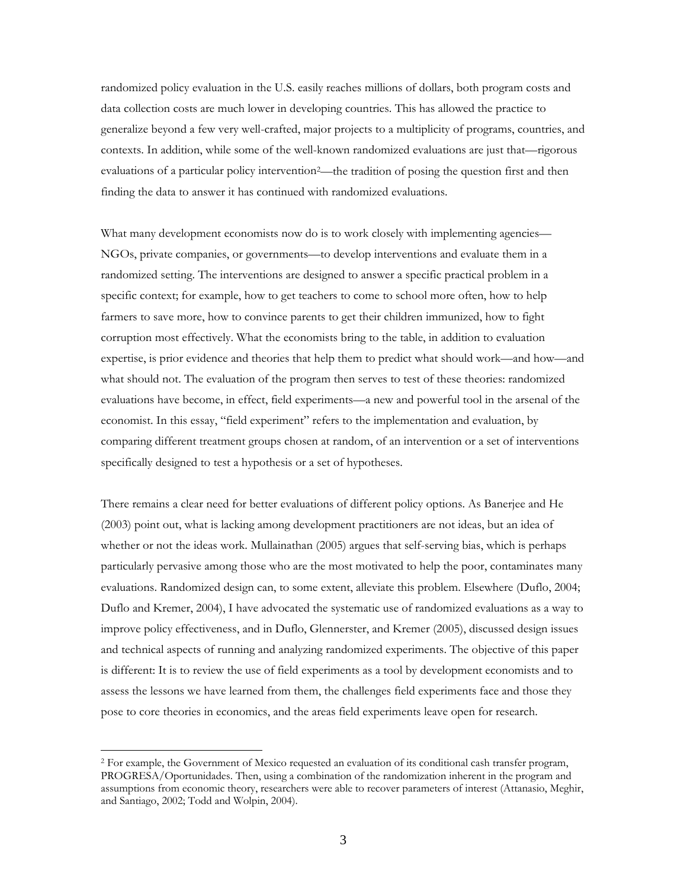randomized policy evaluation in the U.S. easily reaches millions of dollars, both program costs and data collection costs are much lower in developing countries. This has allowed the practice to generalize beyond a few very well-crafted, major projects to a multiplicity of programs, countries, and contexts. In addition, while some of the well-known randomized evaluations are just that—rigorous evaluations of a particular policy intervention[2]—the tradition of posing the question first and then finding the data to answer it has continued with randomized evaluations.

What many development economists now do is to work closely with implementing agencies—NGOs, private companies, or governments—to develop interventions and evaluate them in a randomized setting. The interventions are designed to answer a specific practical problem in a specific context; for example, how to get teachers to come to school more often, how to help farmers to save more, how to convince parents to get their children immunized, how to fight corruption most effectively. What the economists bring to the table, in addition to evaluation expertise, is prior evidence and theories that help them to predict what should work—and how—and what should not. The evaluation of the program then serves to test of these theories: randomized evaluations have become, in effect, field experiments—a new and powerful tool in the arsenal of the economist. In this essay, "field experiment" refers to the implementation and evaluation, by comparing different treatment groups chosen at random, of an intervention or a set of interventions specifically designed to test a hypothesis or a set of hypotheses.

There remains a clear need for better evaluations of different policy options. As Banerjee and He (2003) point out, what is lacking among development practitioners are not ideas, but an idea of whether or not the ideas work. Mullainathan (2005) argues that self-serving bias, which is perhaps particularly pervasive among those who are the most motivated to help the poor, contaminates many evaluations. Randomized design can, to some extent, alleviate this problem. Elsewhere (Duflo, 2004; Duflo and Kremer, 2004), I have advocated the systematic use of randomized evaluations as a way to improve policy effectiveness, and in Duflo, Glennerster, and Kremer (2005), discussed design issues and technical aspects of running and analyzing randomized experiments. The objective of this paper is different: It is to review the use of field experiments as a tool by development economists and to assess the lessons we have learned from them, the challenges field experiments face and those they pose to core theories in economics, and the areas field experiments leave open for research.

---

[2] For example, the Government of Mexico requested an evaluation of its conditional cash transfer program, PROGRESA/Oportunidades. Then, using a combination of the randomization inherent in the program and assumptions from economic theory, researchers were able to recover parameters of interest (Attanasio, Meghir, and Santiago, 2002; Todd and Wolpin, 2004).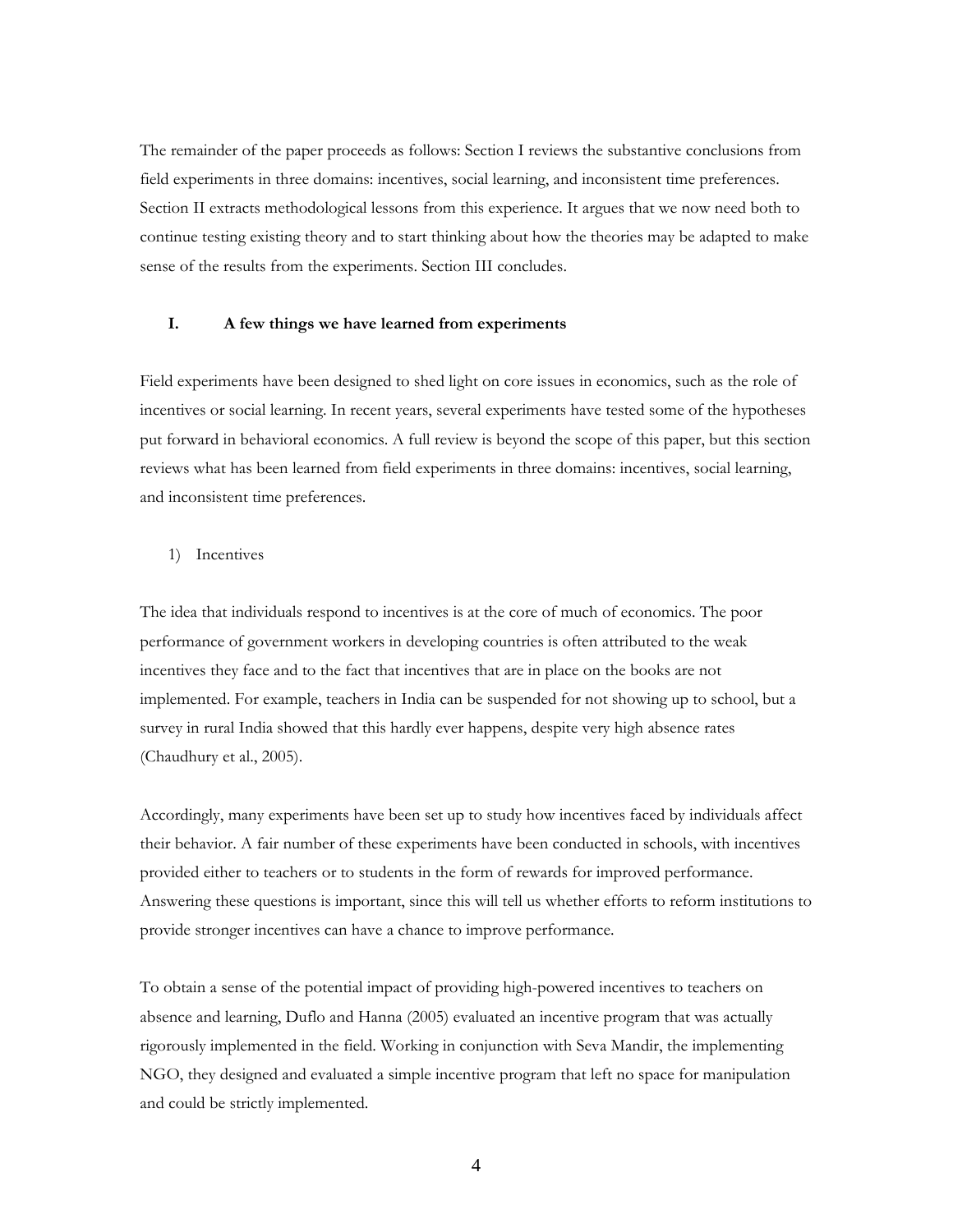The remainder of the paper proceeds as follows: Section I reviews the substantive conclusions from field experiments in three domains: incentives, social learning, and inconsistent time preferences. Section II extracts methodological lessons from this experience. It argues that we now need both to continue testing existing theory and to start thinking about how the theories may be adapted to make sense of the results from the experiments. Section III concludes.

## I. A few things we have learned from experiments

Field experiments have been designed to shed light on core issues in economics, such as the role of incentives or social learning. In recent years, several experiments have tested some of the hypotheses put forward in behavioral economics. A full review is beyond the scope of this paper, but this section reviews what has been learned from field experiments in three domains: incentives, social learning, and inconsistent time preferences.

### 1) Incentives

The idea that individuals respond to incentives is at the core of much of economics. The poor performance of government workers in developing countries is often attributed to the weak incentives they face and to the fact that incentives that are in place on the books are not implemented. For example, teachers in India can be suspended for not showing up to school, but a survey in rural India showed that this hardly ever happens, despite very high absence rates (Chaudhury et al., 2005).

Accordingly, many experiments have been set up to study how incentives faced by individuals affect their behavior. A fair number of these experiments have been conducted in schools, with incentives provided either to teachers or to students in the form of rewards for improved performance. Answering these questions is important, since this will tell us whether efforts to reform institutions to provide stronger incentives can have a chance to improve performance.

To obtain a sense of the potential impact of providing high-powered incentives to teachers on absence and learning, Duflo and Hanna (2005) evaluated an incentive program that was actually rigorously implemented in the field. Working in conjunction with Seva Mandir, the implementing NGO, they designed and evaluated a simple incentive program that left no space for manipulation and could be strictly implemented.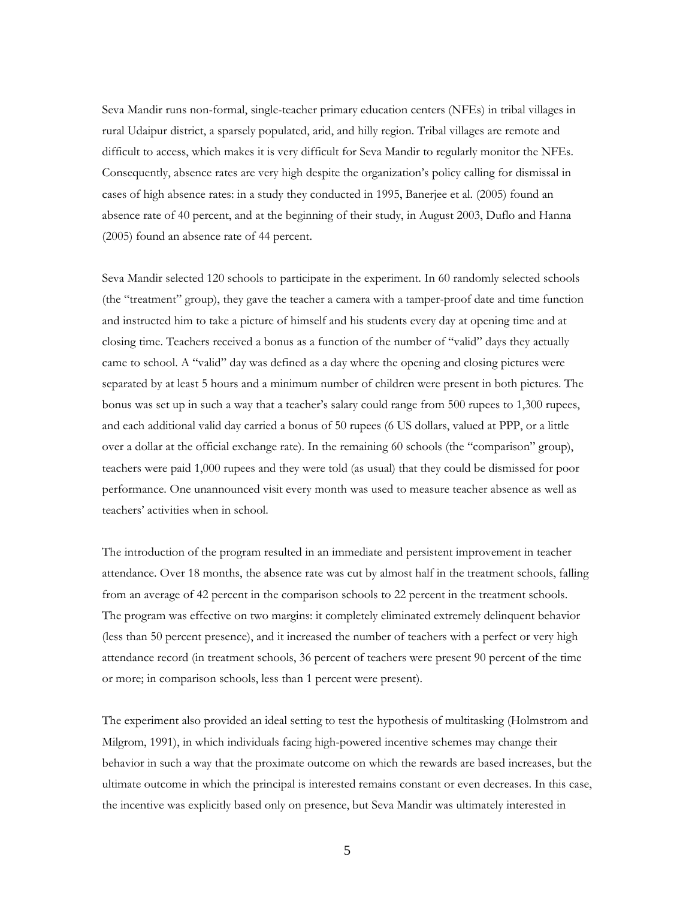Seva Mandir runs non-formal, single-teacher primary education centers (NFEs) in tribal villages in rural Udaipur district, a sparsely populated, arid, and hilly region. Tribal villages are remote and difficult to access, which makes it is very difficult for Seva Mandir to regularly monitor the NFEs. Consequently, absence rates are very high despite the organization's policy calling for dismissal in cases of high absence rates: in a study they conducted in 1995, Banerjee et al. (2005) found an absence rate of 40 percent, and at the beginning of their study, in August 2003, Duflo and Hanna (2005) found an absence rate of 44 percent.

Seva Mandir selected 120 schools to participate in the experiment. In 60 randomly selected schools (the "treatment" group), they gave the teacher a camera with a tamper-proof date and time function and instructed him to take a picture of himself and his students every day at opening time and at closing time. Teachers received a bonus as a function of the number of "valid" days they actually came to school. A "valid" day was defined as a day where the opening and closing pictures were separated by at least 5 hours and a minimum number of children were present in both pictures. The bonus was set up in such a way that a teacher's salary could range from 500 rupees to 1,300 rupees, and each additional valid day carried a bonus of 50 rupees (6 US dollars, valued at PPP, or a little over a dollar at the official exchange rate). In the remaining 60 schools (the "comparison" group), teachers were paid 1,000 rupees and they were told (as usual) that they could be dismissed for poor performance. One unannounced visit every month was used to measure teacher absence as well as teachers' activities when in school.

The introduction of the program resulted in an immediate and persistent improvement in teacher attendance. Over 18 months, the absence rate was cut by almost half in the treatment schools, falling from an average of 42 percent in the comparison schools to 22 percent in the treatment schools. The program was effective on two margins: it completely eliminated extremely delinquent behavior (less than 50 percent presence), and it increased the number of teachers with a perfect or very high attendance record (in treatment schools, 36 percent of teachers were present 90 percent of the time or more; in comparison schools, less than 1 percent were present).

The experiment also provided an ideal setting to test the hypothesis of multitasking (Holmstrom and Milgrom, 1991), in which individuals facing high-powered incentive schemes may change their behavior in such a way that the proximate outcome on which the rewards are based increases, but the ultimate outcome in which the principal is interested remains constant or even decreases. In this case, the incentive was explicitly based only on presence, but Seva Mandir was ultimately interested in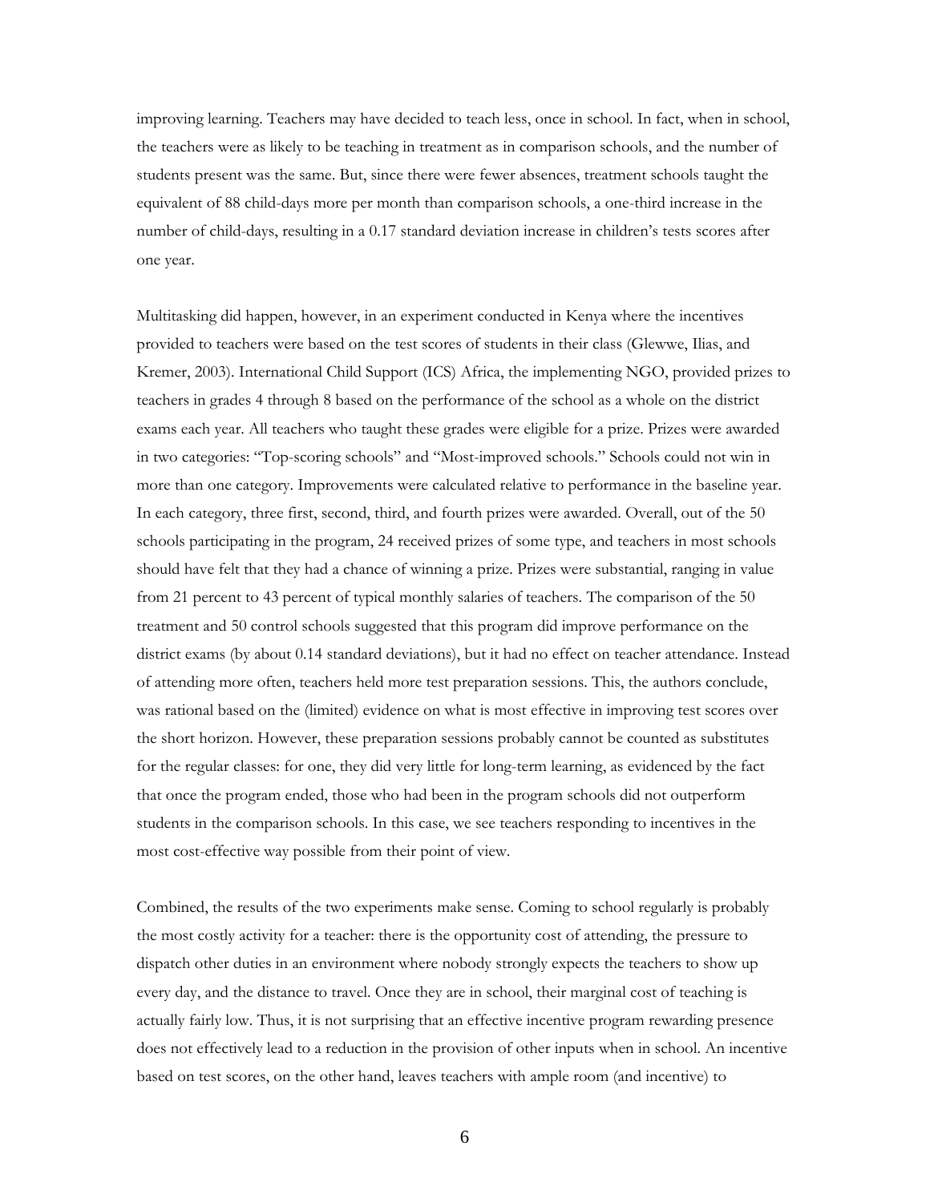improving learning. Teachers may have decided to teach less, once in school. In fact, when in school, the teachers were as likely to be teaching in treatment as in comparison schools, and the number of students present was the same. But, since there were fewer absences, treatment schools taught the equivalent of 88 child-days more per month than comparison schools, a one-third increase in the number of child-days, resulting in a 0.17 standard deviation increase in children's tests scores after one year.

Multitasking did happen, however, in an experiment conducted in Kenya where the incentives provided to teachers were based on the test scores of students in their class (Glewwe, Ilias, and Kremer, 2003). International Child Support (ICS) Africa, the implementing NGO, provided prizes to teachers in grades 4 through 8 based on the performance of the school as a whole on the district exams each year. All teachers who taught these grades were eligible for a prize. Prizes were awarded in two categories: "Top-scoring schools" and "Most-improved schools." Schools could not win in more than one category. Improvements were calculated relative to performance in the baseline year. In each category, three first, second, third, and fourth prizes were awarded. Overall, out of the 50 schools participating in the program, 24 received prizes of some type, and teachers in most schools should have felt that they had a chance of winning a prize. Prizes were substantial, ranging in value from 21 percent to 43 percent of typical monthly salaries of teachers. The comparison of the 50 treatment and 50 control schools suggested that this program did improve performance on the district exams (by about 0.14 standard deviations), but it had no effect on teacher attendance. Instead of attending more often, teachers held more test preparation sessions. This, the authors conclude, was rational based on the (limited) evidence on what is most effective in improving test scores over the short horizon. However, these preparation sessions probably cannot be counted as substitutes for the regular classes: for one, they did very little for long-term learning, as evidenced by the fact that once the program ended, those who had been in the program schools did not outperform students in the comparison schools. In this case, we see teachers responding to incentives in the most cost-effective way possible from their point of view.

Combined, the results of the two experiments make sense. Coming to school regularly is probably the most costly activity for a teacher: there is the opportunity cost of attending, the pressure to dispatch other duties in an environment where nobody strongly expects the teachers to show up every day, and the distance to travel. Once they are in school, their marginal cost of teaching is actually fairly low. Thus, it is not surprising that an effective incentive program rewarding presence does not effectively lead to a reduction in the provision of other inputs when in school. An incentive based on test scores, on the other hand, leaves teachers with ample room (and incentive) to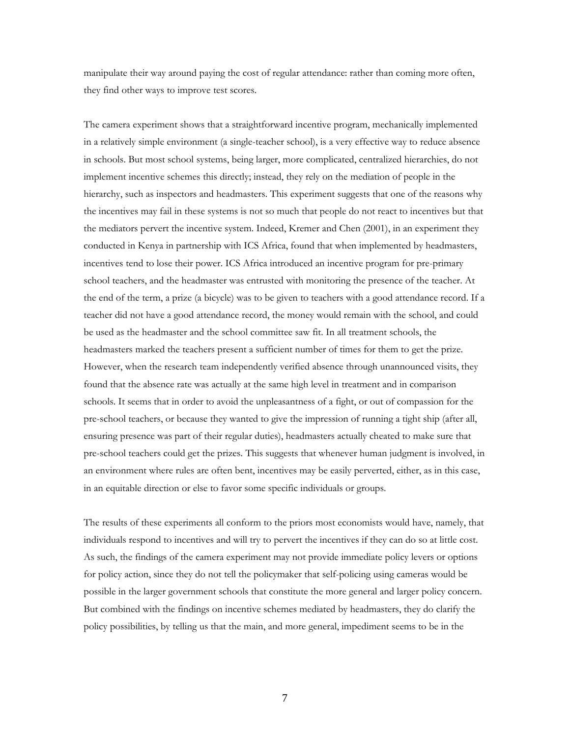manipulate their way around paying the cost of regular attendance: rather than coming more often, they find other ways to improve test scores.

The camera experiment shows that a straightforward incentive program, mechanically implemented in a relatively simple environment (a single-teacher school), is a very effective way to reduce absence in schools. But most school systems, being larger, more complicated, centralized hierarchies, do not implement incentive schemes this directly; instead, they rely on the mediation of people in the hierarchy, such as inspectors and headmasters. This experiment suggests that one of the reasons why the incentives may fail in these systems is not so much that people do not react to incentives but that the mediators pervert the incentive system. Indeed, Kremer and Chen (2001), in an experiment they conducted in Kenya in partnership with ICS Africa, found that when implemented by headmasters, incentives tend to lose their power. ICS Africa introduced an incentive program for pre-primary school teachers, and the headmaster was entrusted with monitoring the presence of the teacher. At the end of the term, a prize (a bicycle) was to be given to teachers with a good attendance record. If a teacher did not have a good attendance record, the money would remain with the school, and could be used as the headmaster and the school committee saw fit. In all treatment schools, the headmasters marked the teachers present a sufficient number of times for them to get the prize. However, when the research team independently verified absence through unannounced visits, they found that the absence rate was actually at the same high level in treatment and in comparison schools. It seems that in order to avoid the unpleasantness of a fight, or out of compassion for the pre-school teachers, or because they wanted to give the impression of running a tight ship (after all, ensuring presence was part of their regular duties), headmasters actually cheated to make sure that pre-school teachers could get the prizes. This suggests that whenever human judgment is involved, in an environment where rules are often bent, incentives may be easily perverted, either, as in this case, in an equitable direction or else to favor some specific individuals or groups.

The results of these experiments all conform to the priors most economists would have, namely, that individuals respond to incentives and will try to pervert the incentives if they can do so at little cost. As such, the findings of the camera experiment may not provide immediate policy levers or options for policy action, since they do not tell the policymaker that self-policing using cameras would be possible in the larger government schools that constitute the more general and larger policy concern. But combined with the findings on incentive schemes mediated by headmasters, they do clarify the policy possibilities, by telling us that the main, and more general, impediment seems to be in the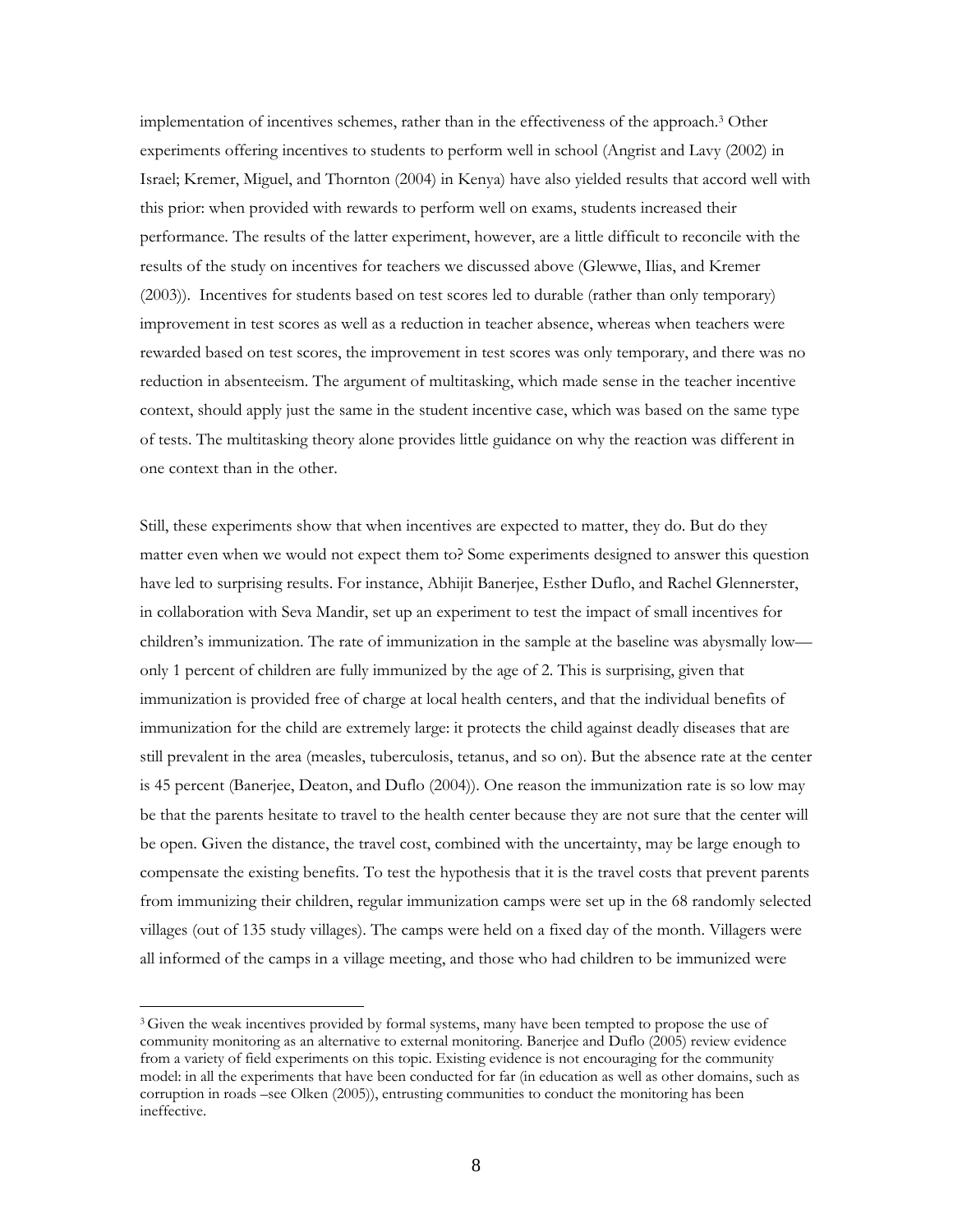implementation of incentives schemes, rather than in the effectiveness of the approach.[3] Other experiments offering incentives to students to perform well in school (Angrist and Lavy (2002) in Israel; Kremer, Miguel, and Thornton (2004) in Kenya) have also yielded results that accord well with this prior: when provided with rewards to perform well on exams, students increased their performance. The results of the latter experiment, however, are a little difficult to reconcile with the results of the study on incentives for teachers we discussed above (Glewwe, Ilias, and Kremer (2003)). Incentives for students based on test scores led to durable (rather than only temporary) improvement in test scores as well as a reduction in teacher absence, whereas when teachers were rewarded based on test scores, the improvement in test scores was only temporary, and there was no reduction in absenteeism. The argument of multitasking, which made sense in the teacher incentive context, should apply just the same in the student incentive case, which was based on the same type of tests. The multitasking theory alone provides little guidance on why the reaction was different in one context than in the other.

Still, these experiments show that when incentives are expected to matter, they do. But do they matter even when we would not expect them to? Some experiments designed to answer this question have led to surprising results. For instance, Abhijit Banerjee, Esther Duflo, and Rachel Glennerster, in collaboration with Seva Mandir, set up an experiment to test the impact of small incentives for children's immunization. The rate of immunization in the sample at the baseline was abysmally low—only 1 percent of children are fully immunized by the age of 2. This is surprising, given that immunization is provided free of charge at local health centers, and that the individual benefits of immunization for the child are extremely large: it protects the child against deadly diseases that are still prevalent in the area (measles, tuberculosis, tetanus, and so on). But the absence rate at the center is 45 percent (Banerjee, Deaton, and Duflo (2004)). One reason the immunization rate is so low may be that the parents hesitate to travel to the health center because they are not sure that the center will be open. Given the distance, the travel cost, combined with the uncertainty, may be large enough to compensate the existing benefits. To test the hypothesis that it is the travel costs that prevent parents from immunizing their children, regular immunization camps were set up in the 68 randomly selected villages (out of 135 study villages). The camps were held on a fixed day of the month. Villagers were all informed of the camps in a village meeting, and those who had children to be immunized were

[3] Given the weak incentives provided by formal systems, many have been tempted to propose the use of community monitoring as an alternative to external monitoring. Banerjee and Duflo (2005) review evidence from a variety of field experiments on this topic. Existing evidence is not encouraging for the community model: in all the experiments that have been conducted for far (in education as well as other domains, such as corruption in roads –see Olken (2005)), entrusting communities to conduct the monitoring has been ineffective.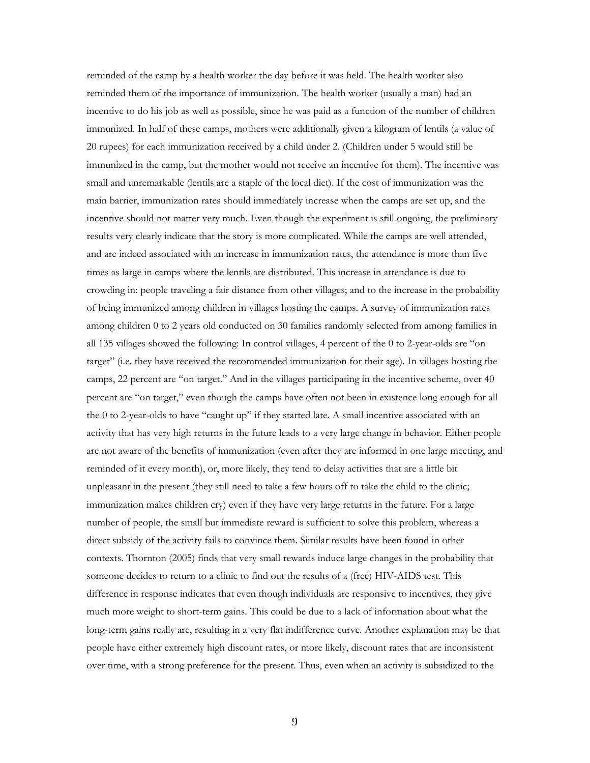reminded of the camp by a health worker the day before it was held. The health worker also reminded them of the importance of immunization. The health worker (usually a man) had an incentive to do his job as well as possible, since he was paid as a function of the number of children immunized. In half of these camps, mothers were additionally given a kilogram of lentils (a value of 20 rupees) for each immunization received by a child under 2. (Children under 5 would still be immunized in the camp, but the mother would not receive an incentive for them). The incentive was small and unremarkable (lentils are a staple of the local diet). If the cost of immunization was the main barrier, immunization rates should immediately increase when the camps are set up, and the incentive should not matter very much. Even though the experiment is still ongoing, the preliminary results very clearly indicate that the story is more complicated. While the camps are well attended, and are indeed associated with an increase in immunization rates, the attendance is more than five times as large in camps where the lentils are distributed. This increase in attendance is due to crowding in: people traveling a fair distance from other villages; and to the increase in the probability of being immunized among children in villages hosting the camps. A survey of immunization rates among children 0 to 2 years old conducted on 30 families randomly selected from among families in all 135 villages showed the following: In control villages, 4 percent of the 0 to 2-year-olds are "on target" (i.e. they have received the recommended immunization for their age). In villages hosting the camps, 22 percent are "on target." And in the villages participating in the incentive scheme, over 40 percent are "on target," even though the camps have often not been in existence long enough for all the 0 to 2-year-olds to have "caught up" if they started late. A small incentive associated with an activity that has very high returns in the future leads to a very large change in behavior. Either people are not aware of the benefits of immunization (even after they are informed in one large meeting, and reminded of it every month), or, more likely, they tend to delay activities that are a little bit unpleasant in the present (they still need to take a few hours off to take the child to the clinic; immunization makes children cry) even if they have very large returns in the future. For a large number of people, the small but immediate reward is sufficient to solve this problem, whereas a direct subsidy of the activity fails to convince them. Similar results have been found in other contexts. Thornton (2005) finds that very small rewards induce large changes in the probability that someone decides to return to a clinic to find out the results of a (free) HIV-AIDS test. This difference in response indicates that even though individuals are responsive to incentives, they give much more weight to short-term gains. This could be due to a lack of information about what the long-term gains really are, resulting in a very flat indifference curve. Another explanation may be that people have either extremely high discount rates, or more likely, discount rates that are inconsistent over time, with a strong preference for the present. Thus, even when an activity is subsidized to the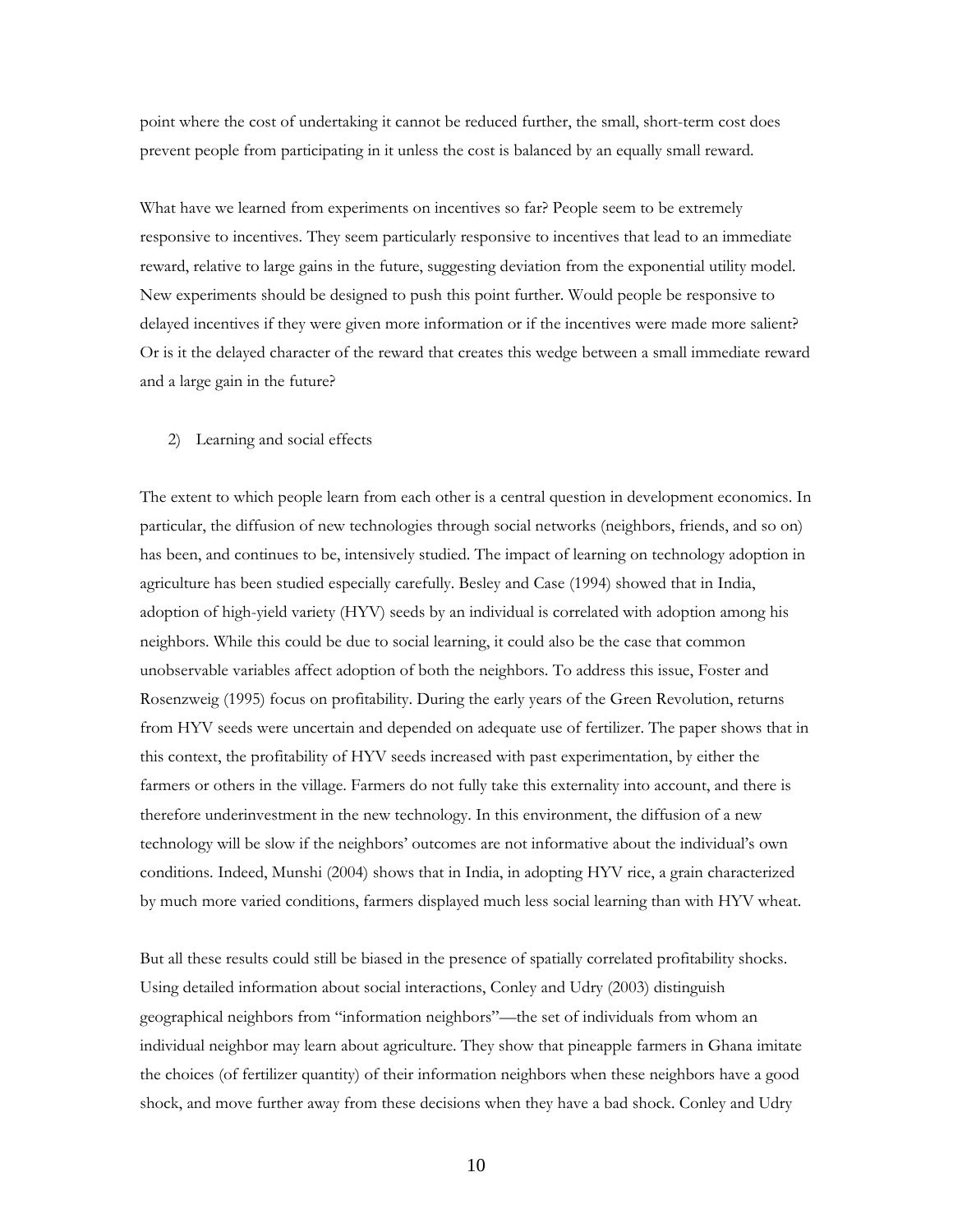point where the cost of undertaking it cannot be reduced further, the small, short-term cost does prevent people from participating in it unless the cost is balanced by an equally small reward.

What have we learned from experiments on incentives so far? People seem to be extremely responsive to incentives. They seem particularly responsive to incentives that lead to an immediate reward, relative to large gains in the future, suggesting deviation from the exponential utility model. New experiments should be designed to push this point further. Would people be responsive to delayed incentives if they were given more information or if the incentives were made more salient? Or is it the delayed character of the reward that creates this wedge between a small immediate reward and a large gain in the future?

2) Learning and social effects

The extent to which people learn from each other is a central question in development economics. In particular, the diffusion of new technologies through social networks (neighbors, friends, and so on) has been, and continues to be, intensively studied. The impact of learning on technology adoption in agriculture has been studied especially carefully. Besley and Case (1994) showed that in India, adoption of high-yield variety (HYV) seeds by an individual is correlated with adoption among his neighbors. While this could be due to social learning, it could also be the case that common unobservable variables affect adoption of both the neighbors. To address this issue, Foster and Rosenzweig (1995) focus on profitability. During the early years of the Green Revolution, returns from HYV seeds were uncertain and depended on adequate use of fertilizer. The paper shows that in this context, the profitability of HYV seeds increased with past experimentation, by either the farmers or others in the village. Farmers do not fully take this externality into account, and there is therefore underinvestment in the new technology. In this environment, the diffusion of a new technology will be slow if the neighbors' outcomes are not informative about the individual's own conditions. Indeed, Munshi (2004) shows that in India, in adopting HYV rice, a grain characterized by much more varied conditions, farmers displayed much less social learning than with HYV wheat.

But all these results could still be biased in the presence of spatially correlated profitability shocks. Using detailed information about social interactions, Conley and Udry (2003) distinguish geographical neighbors from "information neighbors"—the set of individuals from whom an individual neighbor may learn about agriculture. They show that pineapple farmers in Ghana imitate the choices (of fertilizer quantity) of their information neighbors when these neighbors have a good shock, and move further away from these decisions when they have a bad shock. Conley and Udry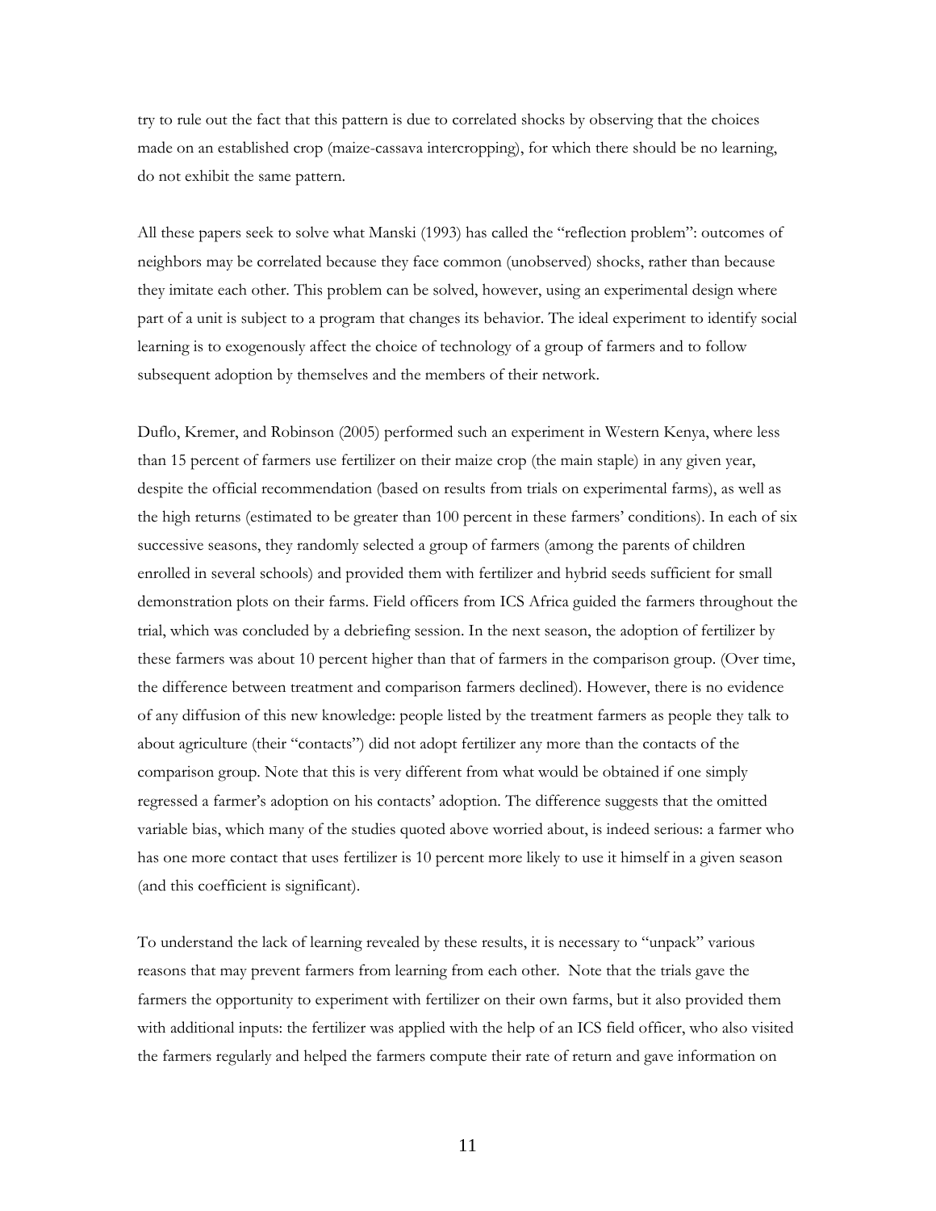try to rule out the fact that this pattern is due to correlated shocks by observing that the choices made on an established crop (maize-cassava intercropping), for which there should be no learning, do not exhibit the same pattern.

All these papers seek to solve what Manski (1993) has called the "reflection problem": outcomes of neighbors may be correlated because they face common (unobserved) shocks, rather than because they imitate each other. This problem can be solved, however, using an experimental design where part of a unit is subject to a program that changes its behavior. The ideal experiment to identify social learning is to exogenously affect the choice of technology of a group of farmers and to follow subsequent adoption by themselves and the members of their network.

Duflo, Kremer, and Robinson (2005) performed such an experiment in Western Kenya, where less than 15 percent of farmers use fertilizer on their maize crop (the main staple) in any given year, despite the official recommendation (based on results from trials on experimental farms), as well as the high returns (estimated to be greater than 100 percent in these farmers' conditions). In each of six successive seasons, they randomly selected a group of farmers (among the parents of children enrolled in several schools) and provided them with fertilizer and hybrid seeds sufficient for small demonstration plots on their farms. Field officers from ICS Africa guided the farmers throughout the trial, which was concluded by a debriefing session. In the next season, the adoption of fertilizer by these farmers was about 10 percent higher than that of farmers in the comparison group. (Over time, the difference between treatment and comparison farmers declined). However, there is no evidence of any diffusion of this new knowledge: people listed by the treatment farmers as people they talk to about agriculture (their "contacts") did not adopt fertilizer any more than the contacts of the comparison group. Note that this is very different from what would be obtained if one simply regressed a farmer's adoption on his contacts' adoption. The difference suggests that the omitted variable bias, which many of the studies quoted above worried about, is indeed serious: a farmer who has one more contact that uses fertilizer is 10 percent more likely to use it himself in a given season (and this coefficient is significant).

To understand the lack of learning revealed by these results, it is necessary to "unpack" various reasons that may prevent farmers from learning from each other. Note that the trials gave the farmers the opportunity to experiment with fertilizer on their own farms, but it also provided them with additional inputs: the fertilizer was applied with the help of an ICS field officer, who also visited the farmers regularly and helped the farmers compute their rate of return and gave information on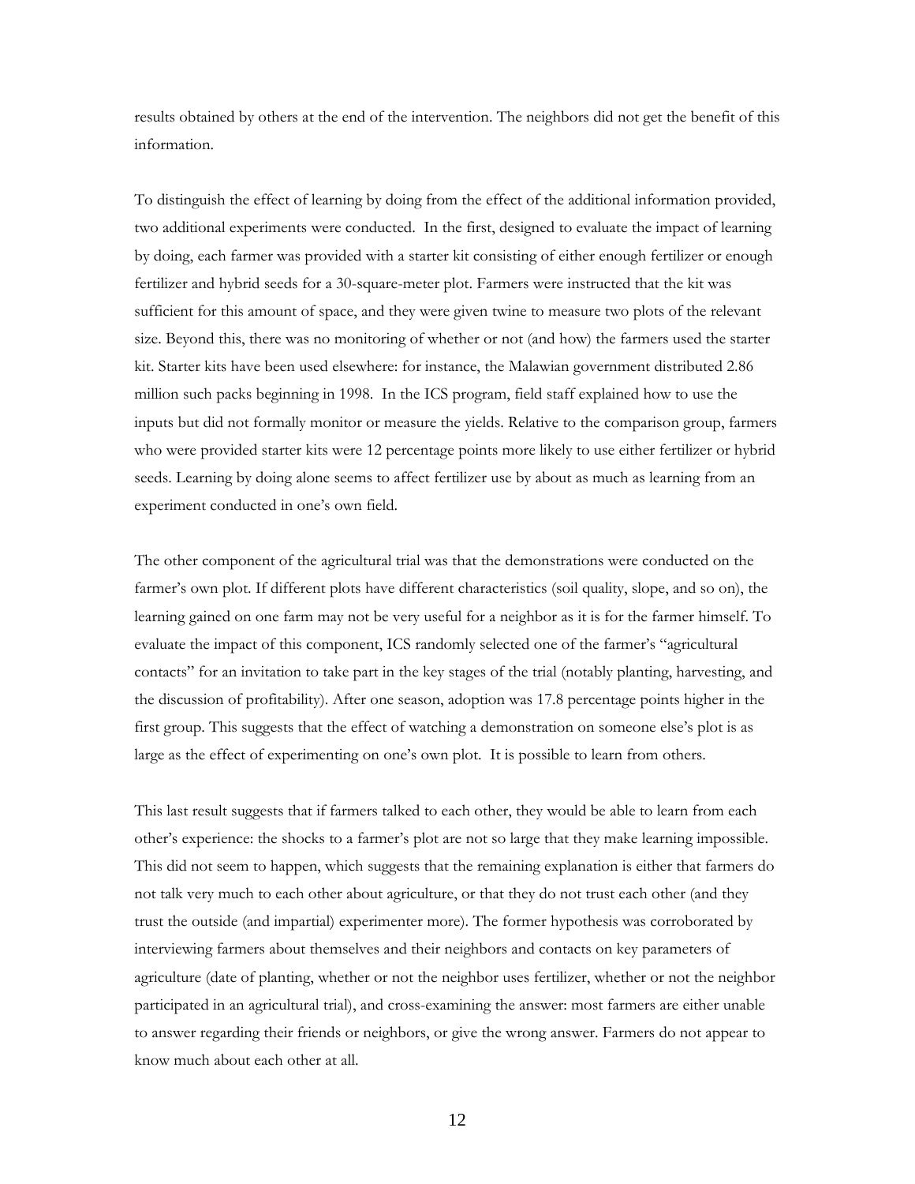results obtained by others at the end of the intervention. The neighbors did not get the benefit of this information.

To distinguish the effect of learning by doing from the effect of the additional information provided, two additional experiments were conducted. In the first, designed to evaluate the impact of learning by doing, each farmer was provided with a starter kit consisting of either enough fertilizer or enough fertilizer and hybrid seeds for a 30-square-meter plot. Farmers were instructed that the kit was sufficient for this amount of space, and they were given twine to measure two plots of the relevant size. Beyond this, there was no monitoring of whether or not (and how) the farmers used the starter kit. Starter kits have been used elsewhere: for instance, the Malawian government distributed 2.86 million such packs beginning in 1998. In the ICS program, field staff explained how to use the inputs but did not formally monitor or measure the yields. Relative to the comparison group, farmers who were provided starter kits were 12 percentage points more likely to use either fertilizer or hybrid seeds. Learning by doing alone seems to affect fertilizer use by about as much as learning from an experiment conducted in one's own field.

The other component of the agricultural trial was that the demonstrations were conducted on the farmer's own plot. If different plots have different characteristics (soil quality, slope, and so on), the learning gained on one farm may not be very useful for a neighbor as it is for the farmer himself. To evaluate the impact of this component, ICS randomly selected one of the farmer's "agricultural contacts" for an invitation to take part in the key stages of the trial (notably planting, harvesting, and the discussion of profitability). After one season, adoption was 17.8 percentage points higher in the first group. This suggests that the effect of watching a demonstration on someone else's plot is as large as the effect of experimenting on one's own plot. It is possible to learn from others.

This last result suggests that if farmers talked to each other, they would be able to learn from each other's experience: the shocks to a farmer's plot are not so large that they make learning impossible. This did not seem to happen, which suggests that the remaining explanation is either that farmers do not talk very much to each other about agriculture, or that they do not trust each other (and they trust the outside (and impartial) experimenter more). The former hypothesis was corroborated by interviewing farmers about themselves and their neighbors and contacts on key parameters of agriculture (date of planting, whether or not the neighbor uses fertilizer, whether or not the neighbor participated in an agricultural trial), and cross-examining the answer: most farmers are either unable to answer regarding their friends or neighbors, or give the wrong answer. Farmers do not appear to know much about each other at all.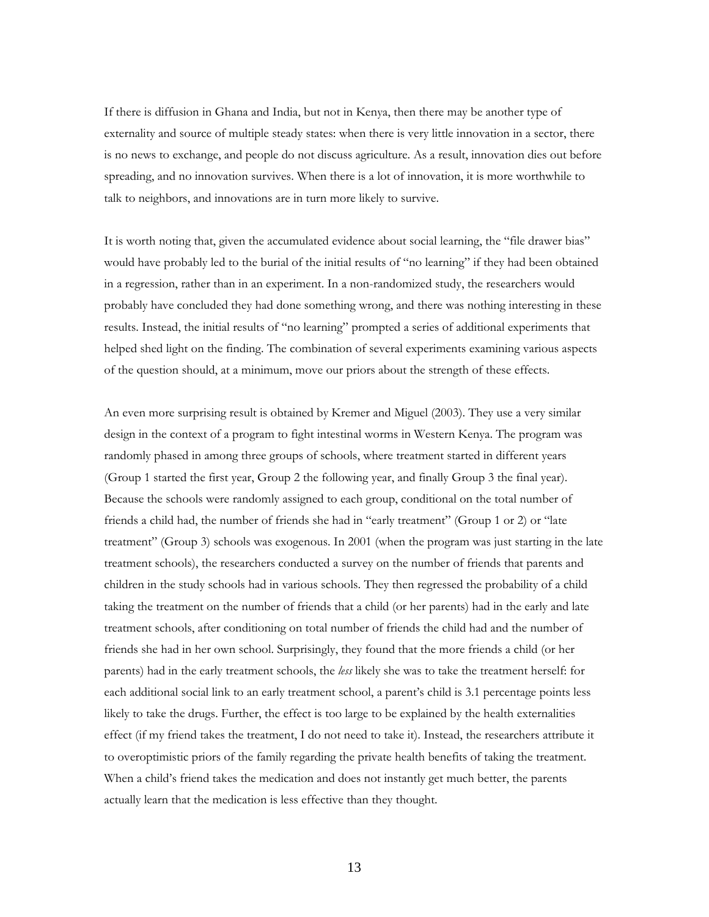If there is diffusion in Ghana and India, but not in Kenya, then there may be another type of externality and source of multiple steady states: when there is very little innovation in a sector, there is no news to exchange, and people do not discuss agriculture. As a result, innovation dies out before spreading, and no innovation survives. When there is a lot of innovation, it is more worthwhile to talk to neighbors, and innovations are in turn more likely to survive.

It is worth noting that, given the accumulated evidence about social learning, the "file drawer bias" would have probably led to the burial of the initial results of "no learning" if they had been obtained in a regression, rather than in an experiment. In a non-randomized study, the researchers would probably have concluded they had done something wrong, and there was nothing interesting in these results. Instead, the initial results of "no learning" prompted a series of additional experiments that helped shed light on the finding. The combination of several experiments examining various aspects of the question should, at a minimum, move our priors about the strength of these effects.

An even more surprising result is obtained by Kremer and Miguel (2003). They use a very similar design in the context of a program to fight intestinal worms in Western Kenya. The program was randomly phased in among three groups of schools, where treatment started in different years (Group 1 started the first year, Group 2 the following year, and finally Group 3 the final year). Because the schools were randomly assigned to each group, conditional on the total number of friends a child had, the number of friends she had in "early treatment" (Group 1 or 2) or "late treatment" (Group 3) schools was exogenous. In 2001 (when the program was just starting in the late treatment schools), the researchers conducted a survey on the number of friends that parents and children in the study schools had in various schools. They then regressed the probability of a child taking the treatment on the number of friends that a child (or her parents) had in the early and late treatment schools, after conditioning on total number of friends the child had and the number of friends she had in her own school. Surprisingly, they found that the more friends a child (or her parents) had in the early treatment schools, the *less* likely she was to take the treatment herself: for each additional social link to an early treatment school, a parent's child is 3.1 percentage points less likely to take the drugs. Further, the effect is too large to be explained by the health externalities effect (if my friend takes the treatment, I do not need to take it). Instead, the researchers attribute it to overoptimistic priors of the family regarding the private health benefits of taking the treatment. When a child's friend takes the medication and does not instantly get much better, the parents actually learn that the medication is less effective than they thought.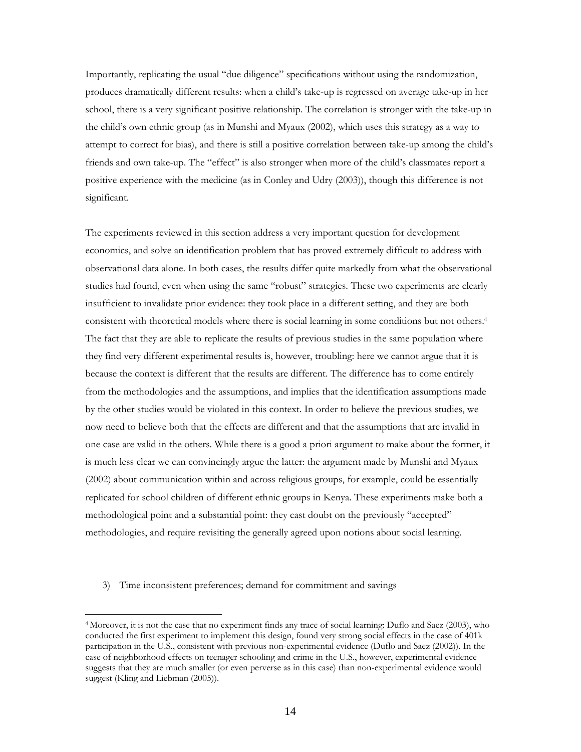Importantly, replicating the usual "due diligence" specifications without using the randomization, produces dramatically different results: when a child's take-up is regressed on average take-up in her school, there is a very significant positive relationship. The correlation is stronger with the take-up in the child's own ethnic group (as in Munshi and Myaux (2002), which uses this strategy as a way to attempt to correct for bias), and there is still a positive correlation between take-up among the child's friends and own take-up. The "effect" is also stronger when more of the child's classmates report a positive experience with the medicine (as in Conley and Udry (2003)), though this difference is not significant.

The experiments reviewed in this section address a very important question for development economics, and solve an identification problem that has proved extremely difficult to address with observational data alone. In both cases, the results differ quite markedly from what the observational studies had found, even when using the same "robust" strategies. These two experiments are clearly insufficient to invalidate prior evidence: they took place in a different setting, and they are both consistent with theoretical models where there is social learning in some conditions but not others.[4] The fact that they are able to replicate the results of previous studies in the same population where they find very different experimental results is, however, troubling: here we cannot argue that it is because the context is different that the results are different. The difference has to come entirely from the methodologies and the assumptions, and implies that the identification assumptions made by the other studies would be violated in this context. In order to believe the previous studies, we now need to believe both that the effects are different and that the assumptions that are invalid in one case are valid in the others. While there is a good a priori argument to make about the former, it is much less clear we can convincingly argue the latter: the argument made by Munshi and Myaux (2002) about communication within and across religious groups, for example, could be essentially replicated for school children of different ethnic groups in Kenya. These experiments make both a methodological point and a substantial point: they cast doubt on the previously "accepted" methodologies, and require revisiting the generally agreed upon notions about social learning.

3) Time inconsistent preferences; demand for commitment and savings

[4] Moreover, it is not the case that no experiment finds any trace of social learning: Duflo and Saez (2003), who conducted the first experiment to implement this design, found very strong social effects in the case of 401k participation in the U.S., consistent with previous non-experimental evidence (Duflo and Saez (2002)). In the case of neighborhood effects on teenager schooling and crime in the U.S., however, experimental evidence suggests that they are much smaller (or even perverse as in this case) than non-experimental evidence would suggest (Kling and Liebman (2005)).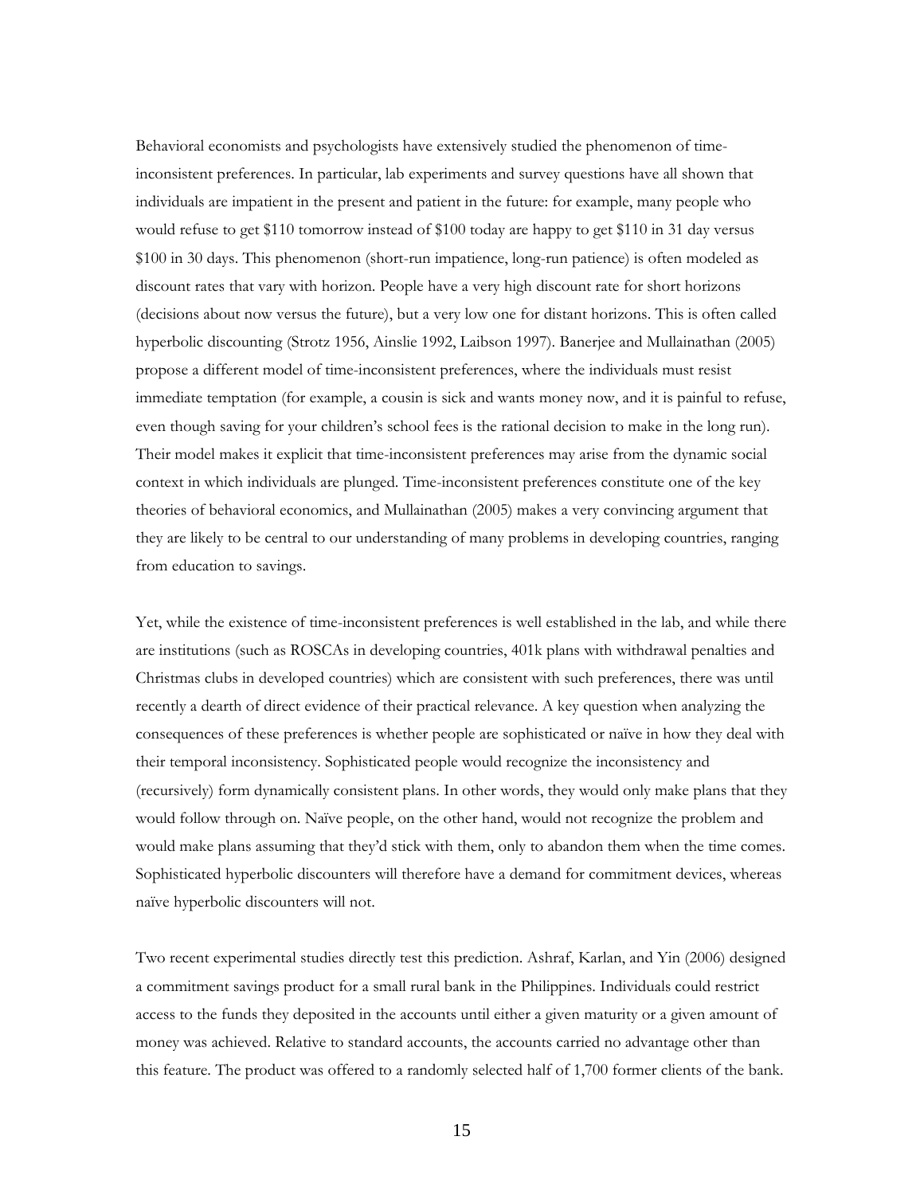Behavioral economists and psychologists have extensively studied the phenomenon of time-inconsistent preferences. In particular, lab experiments and survey questions have all shown that individuals are impatient in the present and patient in the future: for example, many people who would refuse to get $110 tomorrow instead of $100 today are happy to get $110 in 31 day versus $100 in 30 days. This phenomenon (short-run impatience, long-run patience) is often modeled as discount rates that vary with horizon. People have a very high discount rate for short horizons (decisions about now versus the future), but a very low one for distant horizons. This is often called hyperbolic discounting (Strotz 1956, Ainslie 1992, Laibson 1997). Banerjee and Mullainathan (2005) propose a different model of time-inconsistent preferences, where the individuals must resist immediate temptation (for example, a cousin is sick and wants money now, and it is painful to refuse, even though saving for your children's school fees is the rational decision to make in the long run). Their model makes it explicit that time-inconsistent preferences may arise from the dynamic social context in which individuals are plunged. Time-inconsistent preferences constitute one of the key theories of behavioral economics, and Mullainathan (2005) makes a very convincing argument that they are likely to be central to our understanding of many problems in developing countries, ranging from education to savings.

Yet, while the existence of time-inconsistent preferences is well established in the lab, and while there are institutions (such as ROSCAs in developing countries, 401k plans with withdrawal penalties and Christmas clubs in developed countries) which are consistent with such preferences, there was until recently a dearth of direct evidence of their practical relevance. A key question when analyzing the consequences of these preferences is whether people are sophisticated or naïve in how they deal with their temporal inconsistency. Sophisticated people would recognize the inconsistency and (recursively) form dynamically consistent plans. In other words, they would only make plans that they would follow through on. Naïve people, on the other hand, would not recognize the problem and would make plans assuming that they'd stick with them, only to abandon them when the time comes. Sophisticated hyperbolic discounters will therefore have a demand for commitment devices, whereas naïve hyperbolic discounters will not.

Two recent experimental studies directly test this prediction. Ashraf, Karlan, and Yin (2006) designed a commitment savings product for a small rural bank in the Philippines. Individuals could restrict access to the funds they deposited in the accounts until either a given maturity or a given amount of money was achieved. Relative to standard accounts, the accounts carried no advantage other than this feature. The product was offered to a randomly selected half of 1,700 former clients of the bank.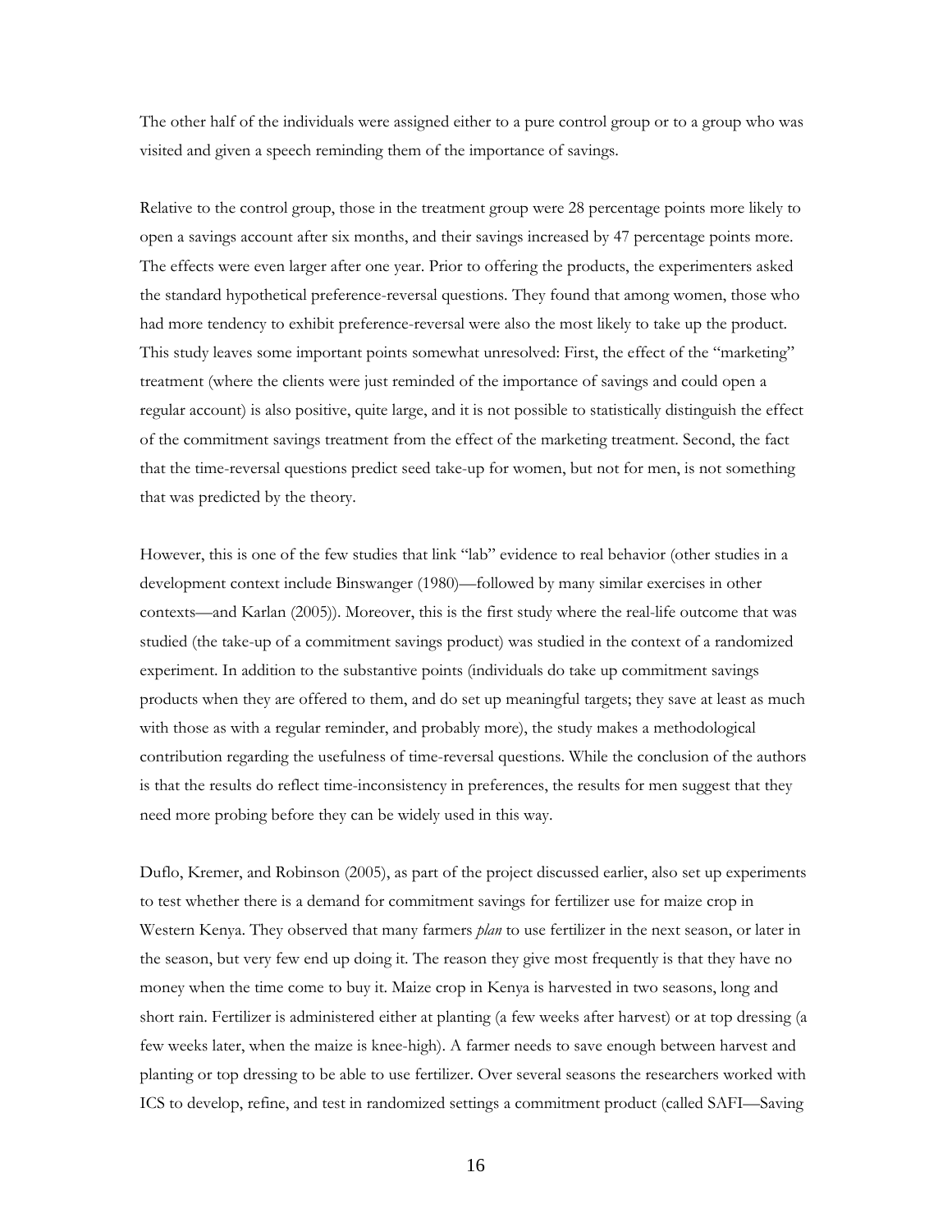The other half of the individuals were assigned either to a pure control group or to a group who was visited and given a speech reminding them of the importance of savings.

Relative to the control group, those in the treatment group were 28 percentage points more likely to open a savings account after six months, and their savings increased by 47 percentage points more. The effects were even larger after one year. Prior to offering the products, the experimenters asked the standard hypothetical preference-reversal questions. They found that among women, those who had more tendency to exhibit preference-reversal were also the most likely to take up the product. This study leaves some important points somewhat unresolved: First, the effect of the "marketing" treatment (where the clients were just reminded of the importance of savings and could open a regular account) is also positive, quite large, and it is not possible to statistically distinguish the effect of the commitment savings treatment from the effect of the marketing treatment. Second, the fact that the time-reversal questions predict seed take-up for women, but not for men, is not something that was predicted by the theory.

However, this is one of the few studies that link "lab" evidence to real behavior (other studies in a development context include Binswanger (1980)—followed by many similar exercises in other contexts—and Karlan (2005)). Moreover, this is the first study where the real-life outcome that was studied (the take-up of a commitment savings product) was studied in the context of a randomized experiment. In addition to the substantive points (individuals do take up commitment savings products when they are offered to them, and do set up meaningful targets; they save at least as much with those as with a regular reminder, and probably more), the study makes a methodological contribution regarding the usefulness of time-reversal questions. While the conclusion of the authors is that the results do reflect time-inconsistency in preferences, the results for men suggest that they need more probing before they can be widely used in this way.

Duflo, Kremer, and Robinson (2005), as part of the project discussed earlier, also set up experiments to test whether there is a demand for commitment savings for fertilizer use for maize crop in Western Kenya. They observed that many farmers *plan* to use fertilizer in the next season, or later in the season, but very few end up doing it. The reason they give most frequently is that they have no money when the time come to buy it. Maize crop in Kenya is harvested in two seasons, long and short rain. Fertilizer is administered either at planting (a few weeks after harvest) or at top dressing (a few weeks later, when the maize is knee-high). A farmer needs to save enough between harvest and planting or top dressing to be able to use fertilizer. Over several seasons the researchers worked with ICS to develop, refine, and test in randomized settings a commitment product (called SAFI—Saving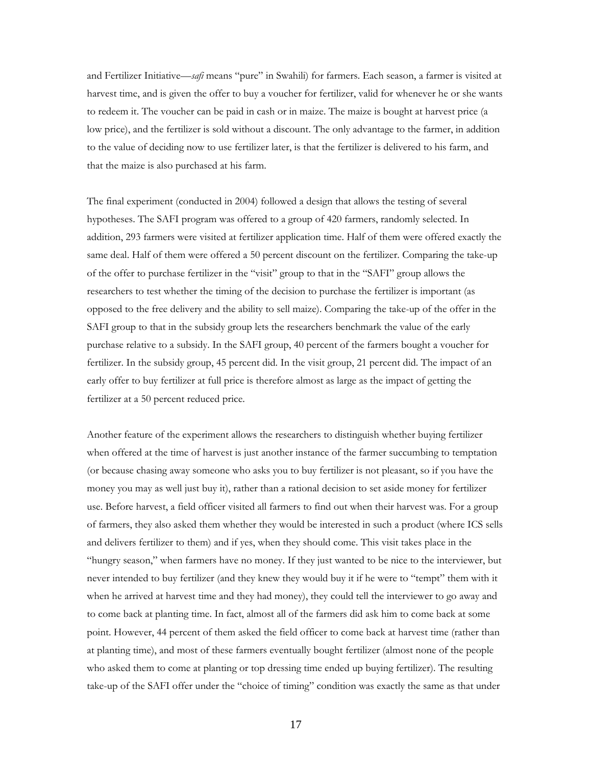and Fertilizer Initiative—*safi* means "pure" in Swahili) for farmers. Each season, a farmer is visited at harvest time, and is given the offer to buy a voucher for fertilizer, valid for whenever he or she wants to redeem it. The voucher can be paid in cash or in maize. The maize is bought at harvest price (a low price), and the fertilizer is sold without a discount. The only advantage to the farmer, in addition to the value of deciding now to use fertilizer later, is that the fertilizer is delivered to his farm, and that the maize is also purchased at his farm.

The final experiment (conducted in 2004) followed a design that allows the testing of several hypotheses. The SAFI program was offered to a group of 420 farmers, randomly selected. In addition, 293 farmers were visited at fertilizer application time. Half of them were offered exactly the same deal. Half of them were offered a 50 percent discount on the fertilizer. Comparing the take-up of the offer to purchase fertilizer in the "visit" group to that in the "SAFI" group allows the researchers to test whether the timing of the decision to purchase the fertilizer is important (as opposed to the free delivery and the ability to sell maize). Comparing the take-up of the offer in the SAFI group to that in the subsidy group lets the researchers benchmark the value of the early purchase relative to a subsidy. In the SAFI group, 40 percent of the farmers bought a voucher for fertilizer. In the subsidy group, 45 percent did. In the visit group, 21 percent did. The impact of an early offer to buy fertilizer at full price is therefore almost as large as the impact of getting the fertilizer at a 50 percent reduced price.

Another feature of the experiment allows the researchers to distinguish whether buying fertilizer when offered at the time of harvest is just another instance of the farmer succumbing to temptation (or because chasing away someone who asks you to buy fertilizer is not pleasant, so if you have the money you may as well just buy it), rather than a rational decision to set aside money for fertilizer use. Before harvest, a field officer visited all farmers to find out when their harvest was. For a group of farmers, they also asked them whether they would be interested in such a product (where ICS sells and delivers fertilizer to them) and if yes, when they should come. This visit takes place in the "hungry season," when farmers have no money. If they just wanted to be nice to the interviewer, but never intended to buy fertilizer (and they knew they would buy it if he were to "tempt" them with it when he arrived at harvest time and they had money), they could tell the interviewer to go away and to come back at planting time. In fact, almost all of the farmers did ask him to come back at some point. However, 44 percent of them asked the field officer to come back at harvest time (rather than at planting time), and most of these farmers eventually bought fertilizer (almost none of the people who asked them to come at planting or top dressing time ended up buying fertilizer). The resulting take-up of the SAFI offer under the "choice of timing" condition was exactly the same as that under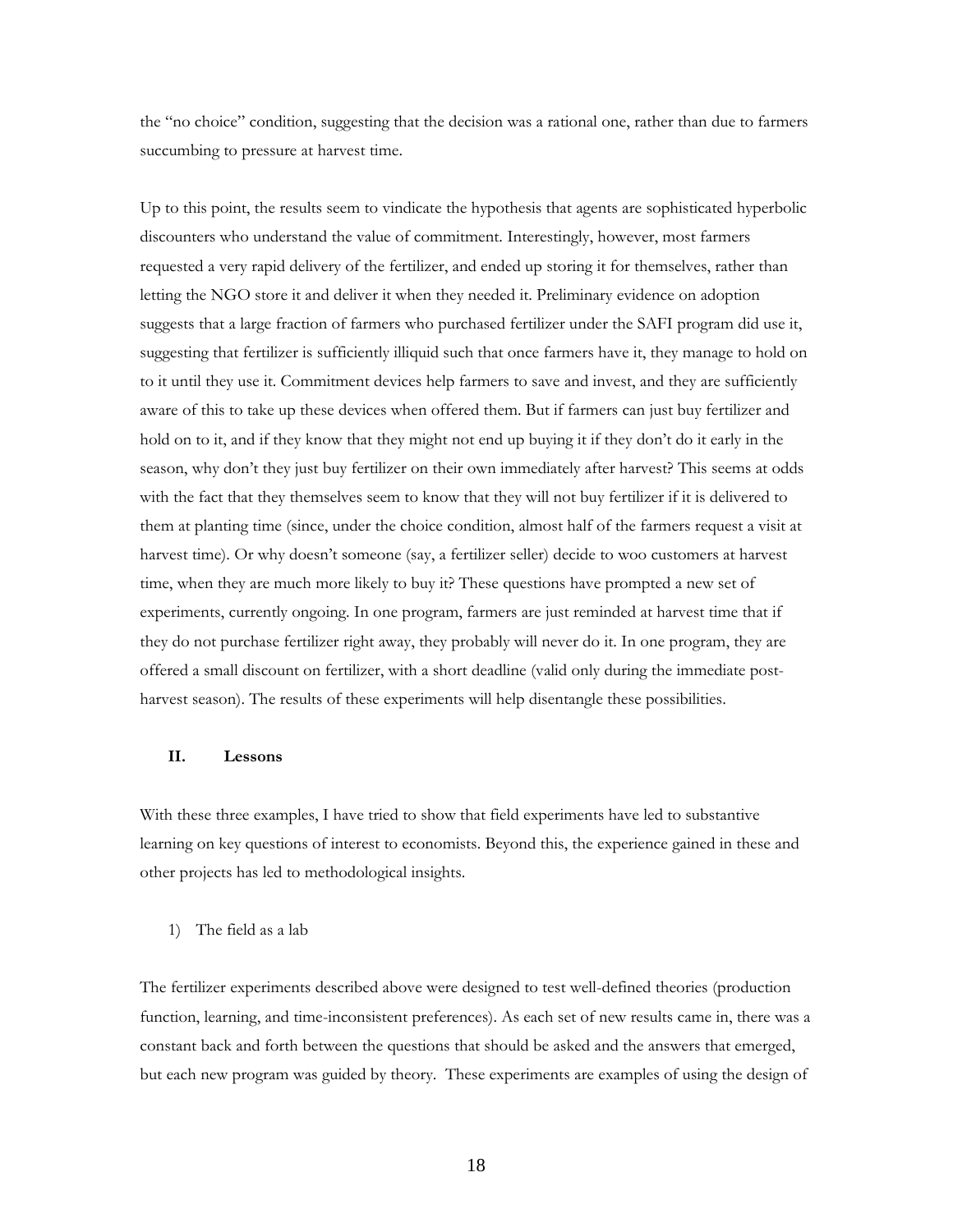the "no choice" condition, suggesting that the decision was a rational one, rather than due to farmers succumbing to pressure at harvest time.

Up to this point, the results seem to vindicate the hypothesis that agents are sophisticated hyperbolic discounters who understand the value of commitment. Interestingly, however, most farmers requested a very rapid delivery of the fertilizer, and ended up storing it for themselves, rather than letting the NGO store it and deliver it when they needed it. Preliminary evidence on adoption suggests that a large fraction of farmers who purchased fertilizer under the SAFI program did use it, suggesting that fertilizer is sufficiently illiquid such that once farmers have it, they manage to hold on to it until they use it. Commitment devices help farmers to save and invest, and they are sufficiently aware of this to take up these devices when offered them. But if farmers can just buy fertilizer and hold on to it, and if they know that they might not end up buying it if they don't do it early in the season, why don't they just buy fertilizer on their own immediately after harvest? This seems at odds with the fact that they themselves seem to know that they will not buy fertilizer if it is delivered to them at planting time (since, under the choice condition, almost half of the farmers request a visit at harvest time). Or why doesn't someone (say, a fertilizer seller) decide to woo customers at harvest time, when they are much more likely to buy it? These questions have prompted a new set of experiments, currently ongoing. In one program, farmers are just reminded at harvest time that if they do not purchase fertilizer right away, they probably will never do it. In one program, they are offered a small discount on fertilizer, with a short deadline (valid only during the immediate post-harvest season). The results of these experiments will help disentangle these possibilities.

## II. Lessons

With these three examples, I have tried to show that field experiments have led to substantive learning on key questions of interest to economists. Beyond this, the experience gained in these and other projects has led to methodological insights.

### 1) The field as a lab

The fertilizer experiments described above were designed to test well-defined theories (production function, learning, and time-inconsistent preferences). As each set of new results came in, there was a constant back and forth between the questions that should be asked and the answers that emerged, but each new program was guided by theory. These experiments are examples of using the design of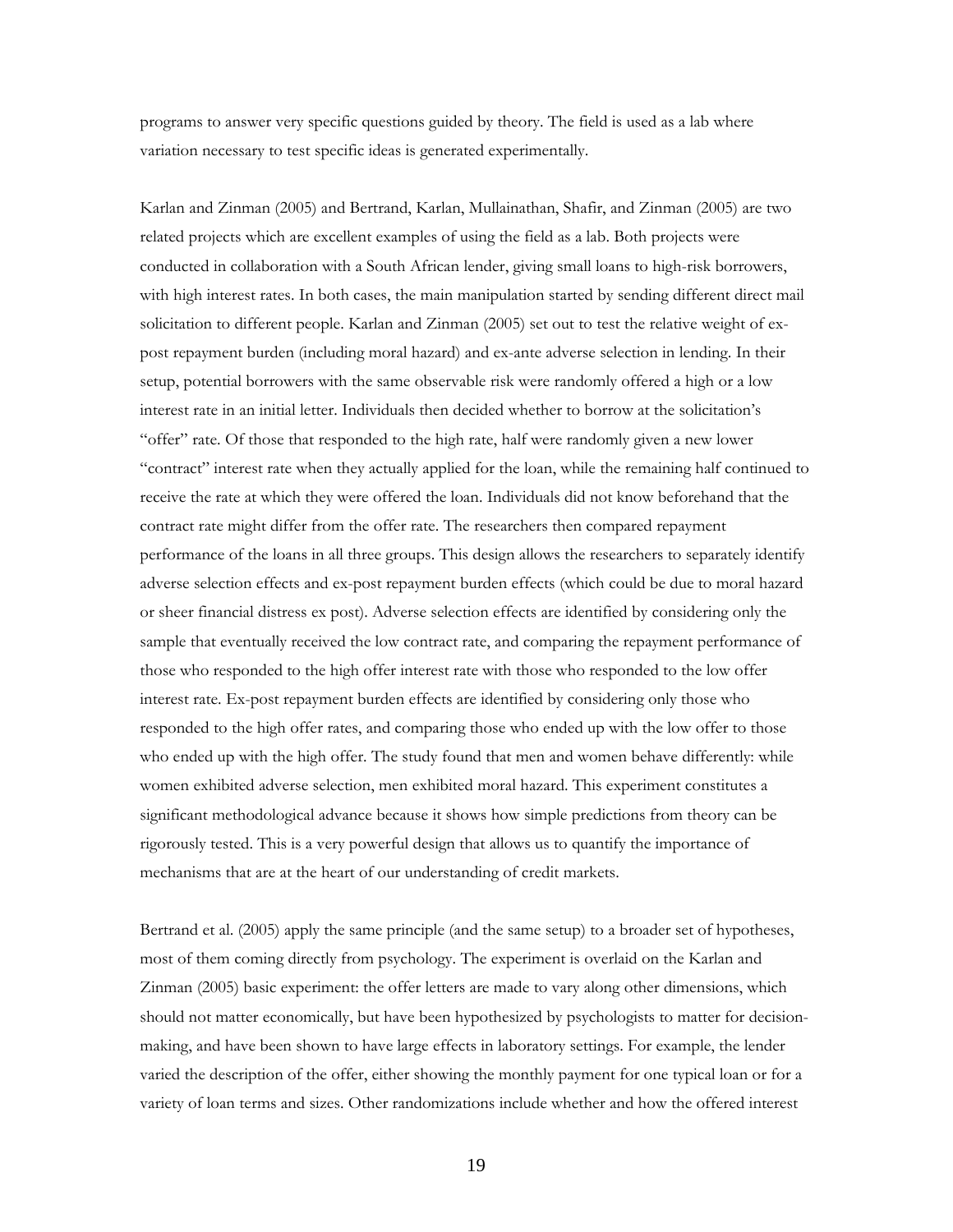programs to answer very specific questions guided by theory. The field is used as a lab where variation necessary to test specific ideas is generated experimentally.

Karlan and Zinman (2005) and Bertrand, Karlan, Mullainathan, Shafir, and Zinman (2005) are two related projects which are excellent examples of using the field as a lab. Both projects were conducted in collaboration with a South African lender, giving small loans to high-risk borrowers, with high interest rates. In both cases, the main manipulation started by sending different direct mail solicitation to different people. Karlan and Zinman (2005) set out to test the relative weight of ex-post repayment burden (including moral hazard) and ex-ante adverse selection in lending. In their setup, potential borrowers with the same observable risk were randomly offered a high or a low interest rate in an initial letter. Individuals then decided whether to borrow at the solicitation's "offer" rate. Of those that responded to the high rate, half were randomly given a new lower "contract" interest rate when they actually applied for the loan, while the remaining half continued to receive the rate at which they were offered the loan. Individuals did not know beforehand that the contract rate might differ from the offer rate. The researchers then compared repayment performance of the loans in all three groups. This design allows the researchers to separately identify adverse selection effects and ex-post repayment burden effects (which could be due to moral hazard or sheer financial distress ex post). Adverse selection effects are identified by considering only the sample that eventually received the low contract rate, and comparing the repayment performance of those who responded to the high offer interest rate with those who responded to the low offer interest rate. Ex-post repayment burden effects are identified by considering only those who responded to the high offer rates, and comparing those who ended up with the low offer to those who ended up with the high offer. The study found that men and women behave differently: while women exhibited adverse selection, men exhibited moral hazard. This experiment constitutes a significant methodological advance because it shows how simple predictions from theory can be rigorously tested. This is a very powerful design that allows us to quantify the importance of mechanisms that are at the heart of our understanding of credit markets.

Bertrand et al. (2005) apply the same principle (and the same setup) to a broader set of hypotheses, most of them coming directly from psychology. The experiment is overlaid on the Karlan and Zinman (2005) basic experiment: the offer letters are made to vary along other dimensions, which should not matter economically, but have been hypothesized by psychologists to matter for decision-making, and have been shown to have large effects in laboratory settings. For example, the lender varied the description of the offer, either showing the monthly payment for one typical loan or for a variety of loan terms and sizes. Other randomizations include whether and how the offered interest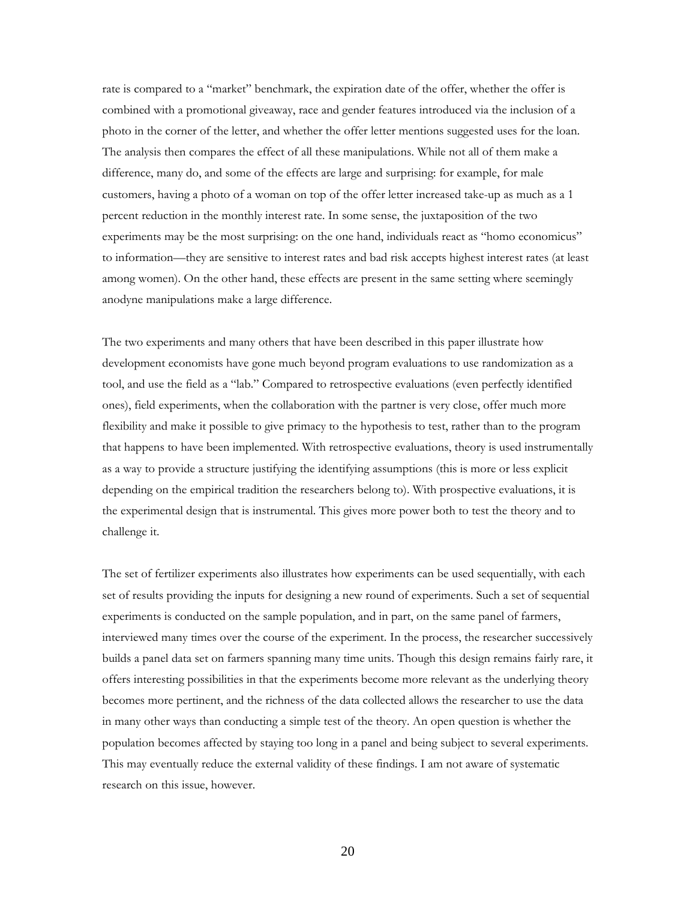rate is compared to a "market" benchmark, the expiration date of the offer, whether the offer is combined with a promotional giveaway, race and gender features introduced via the inclusion of a photo in the corner of the letter, and whether the offer letter mentions suggested uses for the loan. The analysis then compares the effect of all these manipulations. While not all of them make a difference, many do, and some of the effects are large and surprising: for example, for male customers, having a photo of a woman on top of the offer letter increased take-up as much as a 1 percent reduction in the monthly interest rate. In some sense, the juxtaposition of the two experiments may be the most surprising: on the one hand, individuals react as "homo economicus" to information—they are sensitive to interest rates and bad risk accepts highest interest rates (at least among women). On the other hand, these effects are present in the same setting where seemingly anodyne manipulations make a large difference.

The two experiments and many others that have been described in this paper illustrate how development economists have gone much beyond program evaluations to use randomization as a tool, and use the field as a "lab." Compared to retrospective evaluations (even perfectly identified ones), field experiments, when the collaboration with the partner is very close, offer much more flexibility and make it possible to give primacy to the hypothesis to test, rather than to the program that happens to have been implemented. With retrospective evaluations, theory is used instrumentally as a way to provide a structure justifying the identifying assumptions (this is more or less explicit depending on the empirical tradition the researchers belong to). With prospective evaluations, it is the experimental design that is instrumental. This gives more power both to test the theory and to challenge it.

The set of fertilizer experiments also illustrates how experiments can be used sequentially, with each set of results providing the inputs for designing a new round of experiments. Such a set of sequential experiments is conducted on the sample population, and in part, on the same panel of farmers, interviewed many times over the course of the experiment. In the process, the researcher successively builds a panel data set on farmers spanning many time units. Though this design remains fairly rare, it offers interesting possibilities in that the experiments become more relevant as the underlying theory becomes more pertinent, and the richness of the data collected allows the researcher to use the data in many other ways than conducting a simple test of the theory. An open question is whether the population becomes affected by staying too long in a panel and being subject to several experiments. This may eventually reduce the external validity of these findings. I am not aware of systematic research on this issue, however.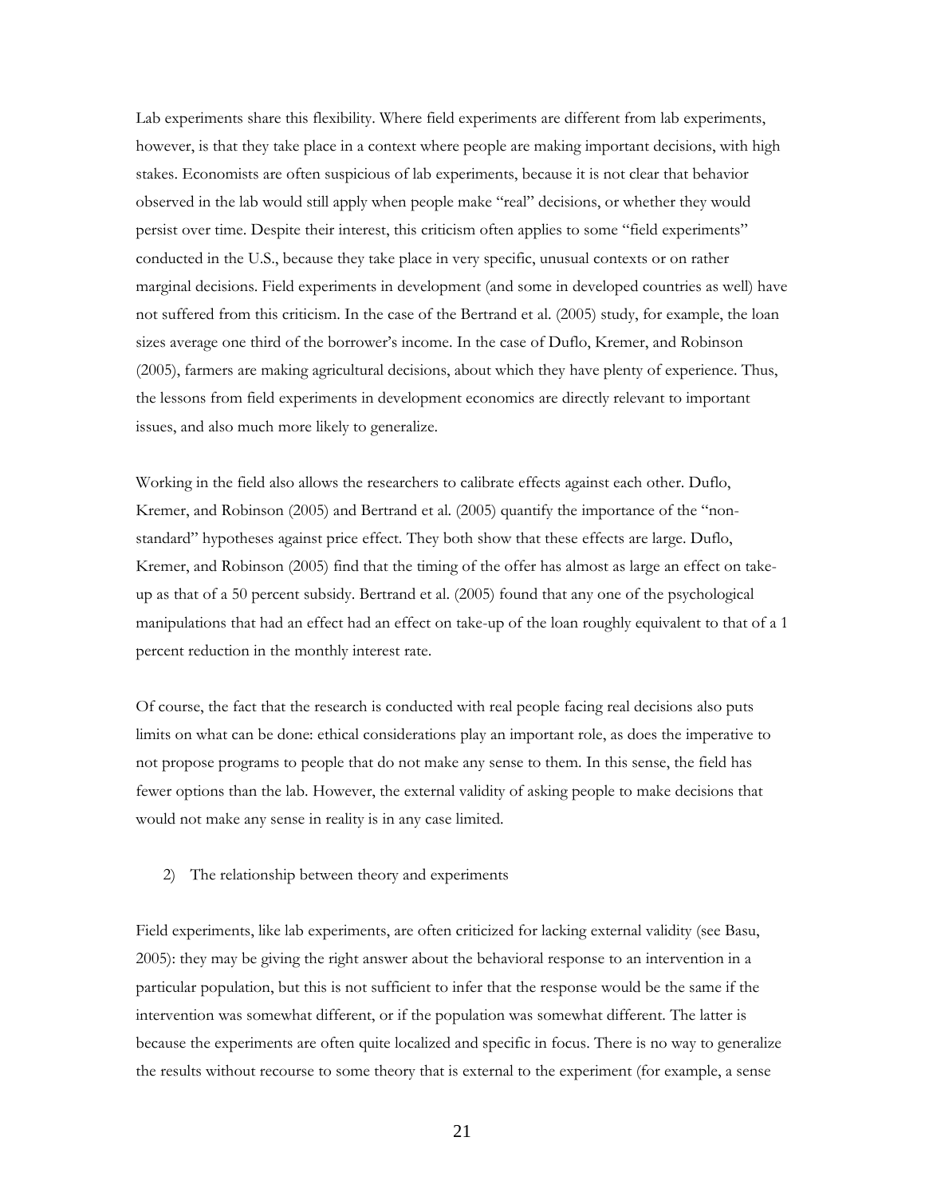Lab experiments share this flexibility. Where field experiments are different from lab experiments, however, is that they take place in a context where people are making important decisions, with high stakes. Economists are often suspicious of lab experiments, because it is not clear that behavior observed in the lab would still apply when people make "real" decisions, or whether they would persist over time. Despite their interest, this criticism often applies to some "field experiments" conducted in the U.S., because they take place in very specific, unusual contexts or on rather marginal decisions. Field experiments in development (and some in developed countries as well) have not suffered from this criticism. In the case of the Bertrand et al. (2005) study, for example, the loan sizes average one third of the borrower's income. In the case of Duflo, Kremer, and Robinson (2005), farmers are making agricultural decisions, about which they have plenty of experience. Thus, the lessons from field experiments in development economics are directly relevant to important issues, and also much more likely to generalize.

Working in the field also allows the researchers to calibrate effects against each other. Duflo, Kremer, and Robinson (2005) and Bertrand et al. (2005) quantify the importance of the "non-standard" hypotheses against price effect. They both show that these effects are large. Duflo, Kremer, and Robinson (2005) find that the timing of the offer has almost as large an effect on take-up as that of a 50 percent subsidy. Bertrand et al. (2005) found that any one of the psychological manipulations that had an effect had an effect on take-up of the loan roughly equivalent to that of a 1 percent reduction in the monthly interest rate.

Of course, the fact that the research is conducted with real people facing real decisions also puts limits on what can be done: ethical considerations play an important role, as does the imperative to not propose programs to people that do not make any sense to them. In this sense, the field has fewer options than the lab. However, the external validity of asking people to make decisions that would not make any sense in reality is in any case limited.

## 2) The relationship between theory and experiments

Field experiments, like lab experiments, are often criticized for lacking external validity (see Basu, 2005): they may be giving the right answer about the behavioral response to an intervention in a particular population, but this is not sufficient to infer that the response would be the same if the intervention was somewhat different, or if the population was somewhat different. The latter is because the experiments are often quite localized and specific in focus. There is no way to generalize the results without recourse to some theory that is external to the experiment (for example, a sense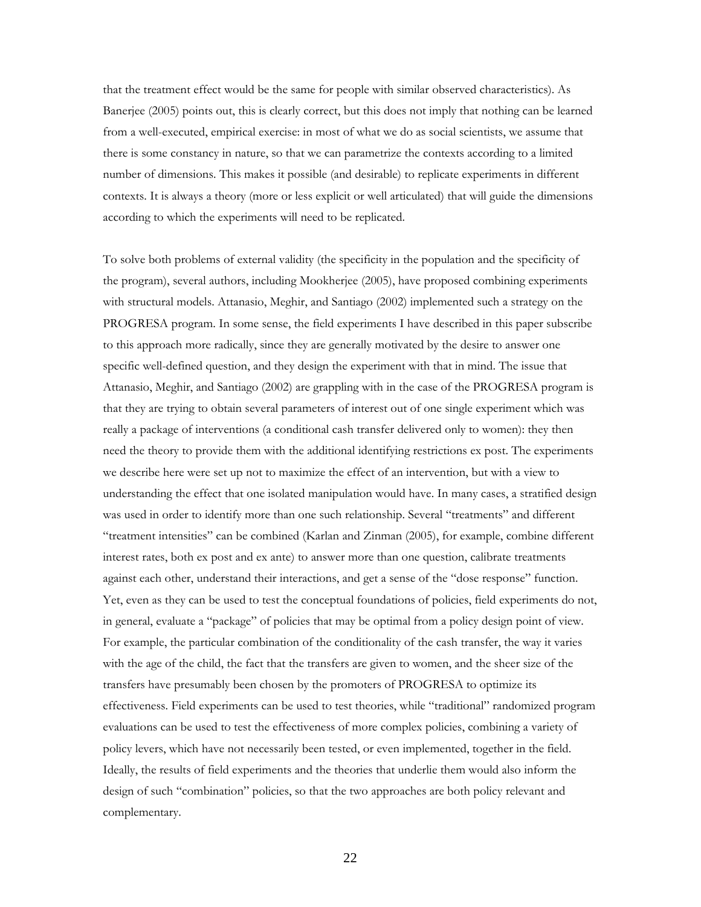that the treatment effect would be the same for people with similar observed characteristics). As Banerjee (2005) points out, this is clearly correct, but this does not imply that nothing can be learned from a well-executed, empirical exercise: in most of what we do as social scientists, we assume that there is some constancy in nature, so that we can parametrize the contexts according to a limited number of dimensions. This makes it possible (and desirable) to replicate experiments in different contexts. It is always a theory (more or less explicit or well articulated) that will guide the dimensions according to which the experiments will need to be replicated.

To solve both problems of external validity (the specificity in the population and the specificity of the program), several authors, including Mookherjee (2005), have proposed combining experiments with structural models. Attanasio, Meghir, and Santiago (2002) implemented such a strategy on the PROGRESA program. In some sense, the field experiments I have described in this paper subscribe to this approach more radically, since they are generally motivated by the desire to answer one specific well-defined question, and they design the experiment with that in mind. The issue that Attanasio, Meghir, and Santiago (2002) are grappling with in the case of the PROGRESA program is that they are trying to obtain several parameters of interest out of one single experiment which was really a package of interventions (a conditional cash transfer delivered only to women): they then need the theory to provide them with the additional identifying restrictions ex post. The experiments we describe here were set up not to maximize the effect of an intervention, but with a view to understanding the effect that one isolated manipulation would have. In many cases, a stratified design was used in order to identify more than one such relationship. Several "treatments" and different "treatment intensities" can be combined (Karlan and Zinman (2005), for example, combine different interest rates, both ex post and ex ante) to answer more than one question, calibrate treatments against each other, understand their interactions, and get a sense of the "dose response" function. Yet, even as they can be used to test the conceptual foundations of policies, field experiments do not, in general, evaluate a "package" of policies that may be optimal from a policy design point of view. For example, the particular combination of the conditionality of the cash transfer, the way it varies with the age of the child, the fact that the transfers are given to women, and the sheer size of the transfers have presumably been chosen by the promoters of PROGRESA to optimize its effectiveness. Field experiments can be used to test theories, while "traditional" randomized program evaluations can be used to test the effectiveness of more complex policies, combining a variety of policy levers, which have not necessarily been tested, or even implemented, together in the field. Ideally, the results of field experiments and the theories that underlie them would also inform the design of such "combination" policies, so that the two approaches are both policy relevant and complementary.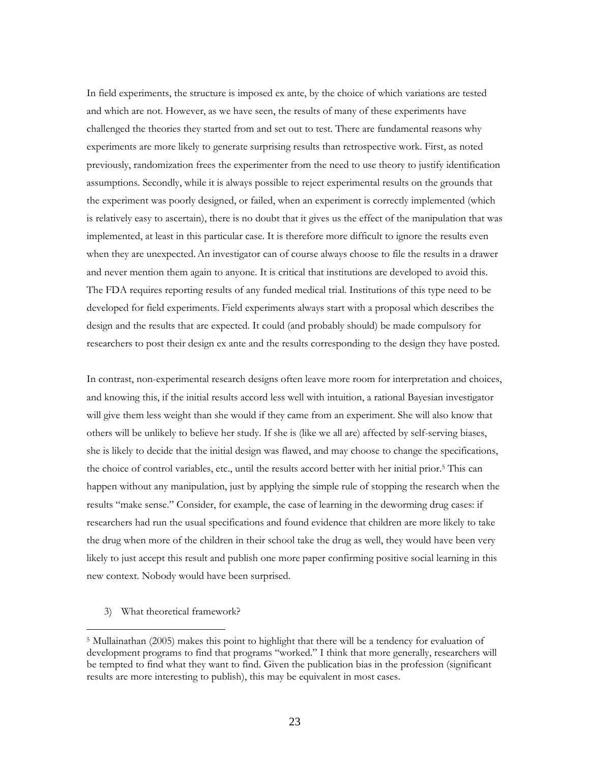In field experiments, the structure is imposed ex ante, by the choice of which variations are tested and which are not. However, as we have seen, the results of many of these experiments have challenged the theories they started from and set out to test. There are fundamental reasons why experiments are more likely to generate surprising results than retrospective work. First, as noted previously, randomization frees the experimenter from the need to use theory to justify identification assumptions. Secondly, while it is always possible to reject experimental results on the grounds that the experiment was poorly designed, or failed, when an experiment is correctly implemented (which is relatively easy to ascertain), there is no doubt that it gives us the effect of the manipulation that was implemented, at least in this particular case. It is therefore more difficult to ignore the results even when they are unexpected. An investigator can of course always choose to file the results in a drawer and never mention them again to anyone. It is critical that institutions are developed to avoid this. The FDA requires reporting results of any funded medical trial. Institutions of this type need to be developed for field experiments. Field experiments always start with a proposal which describes the design and the results that are expected. It could (and probably should) be made compulsory for researchers to post their design ex ante and the results corresponding to the design they have posted.

In contrast, non-experimental research designs often leave more room for interpretation and choices, and knowing this, if the initial results accord less well with intuition, a rational Bayesian investigator will give them less weight than she would if they came from an experiment. She will also know that others will be unlikely to believe her study. If she is (like we all are) affected by self-serving biases, she is likely to decide that the initial design was flawed, and may choose to change the specifications, the choice of control variables, etc., until the results accord better with her initial prior.[5] This can happen without any manipulation, just by applying the simple rule of stopping the research when the results "make sense." Consider, for example, the case of learning in the deworming drug cases: if researchers had run the usual specifications and found evidence that children are more likely to take the drug when more of the children in their school take the drug as well, they would have been very likely to just accept this result and publish one more paper confirming positive social learning in this new context. Nobody would have been surprised.

3) What theoretical framework?

[5] Mullainathan (2005) makes this point to highlight that there will be a tendency for evaluation of development programs to find that programs "worked." I think that more generally, researchers will be tempted to find what they want to find. Given the publication bias in the profession (significant results are more interesting to publish), this may be equivalent in most cases.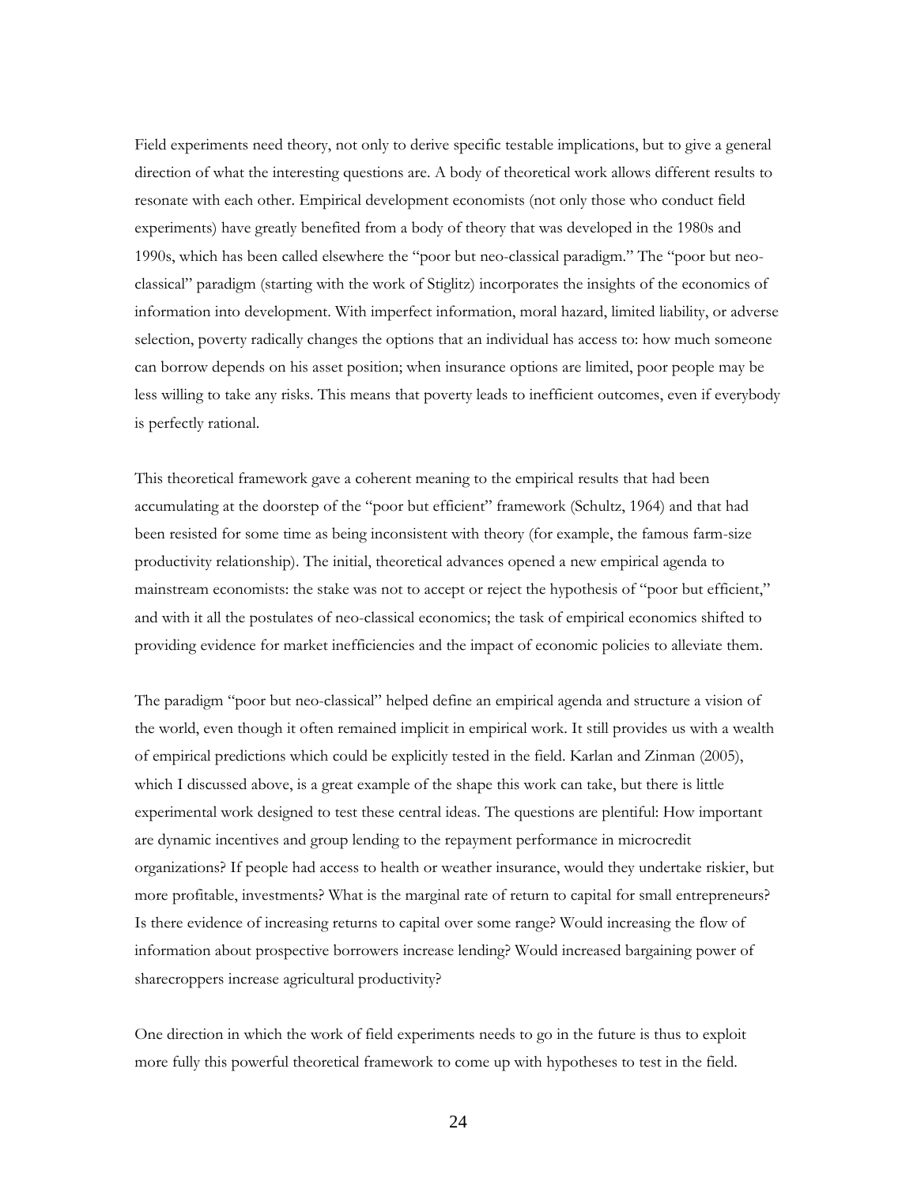Field experiments need theory, not only to derive specific testable implications, but to give a general direction of what the interesting questions are. A body of theoretical work allows different results to resonate with each other. Empirical development economists (not only those who conduct field experiments) have greatly benefited from a body of theory that was developed in the 1980s and 1990s, which has been called elsewhere the "poor but neo-classical paradigm." The "poor but neo-classical" paradigm (starting with the work of Stiglitz) incorporates the insights of the economics of information into development. With imperfect information, moral hazard, limited liability, or adverse selection, poverty radically changes the options that an individual has access to: how much someone can borrow depends on his asset position; when insurance options are limited, poor people may be less willing to take any risks. This means that poverty leads to inefficient outcomes, even if everybody is perfectly rational.

This theoretical framework gave a coherent meaning to the empirical results that had been accumulating at the doorstep of the "poor but efficient" framework (Schultz, 1964) and that had been resisted for some time as being inconsistent with theory (for example, the famous farm-size productivity relationship). The initial, theoretical advances opened a new empirical agenda to mainstream economists: the stake was not to accept or reject the hypothesis of "poor but efficient," and with it all the postulates of neo-classical economics; the task of empirical economics shifted to providing evidence for market inefficiencies and the impact of economic policies to alleviate them.

The paradigm "poor but neo-classical" helped define an empirical agenda and structure a vision of the world, even though it often remained implicit in empirical work. It still provides us with a wealth of empirical predictions which could be explicitly tested in the field. Karlan and Zinman (2005), which I discussed above, is a great example of the shape this work can take, but there is little experimental work designed to test these central ideas. The questions are plentiful: How important are dynamic incentives and group lending to the repayment performance in microcredit organizations? If people had access to health or weather insurance, would they undertake riskier, but more profitable, investments? What is the marginal rate of return to capital for small entrepreneurs? Is there evidence of increasing returns to capital over some range? Would increasing the flow of information about prospective borrowers increase lending? Would increased bargaining power of sharecroppers increase agricultural productivity?

One direction in which the work of field experiments needs to go in the future is thus to exploit more fully this powerful theoretical framework to come up with hypotheses to test in the field.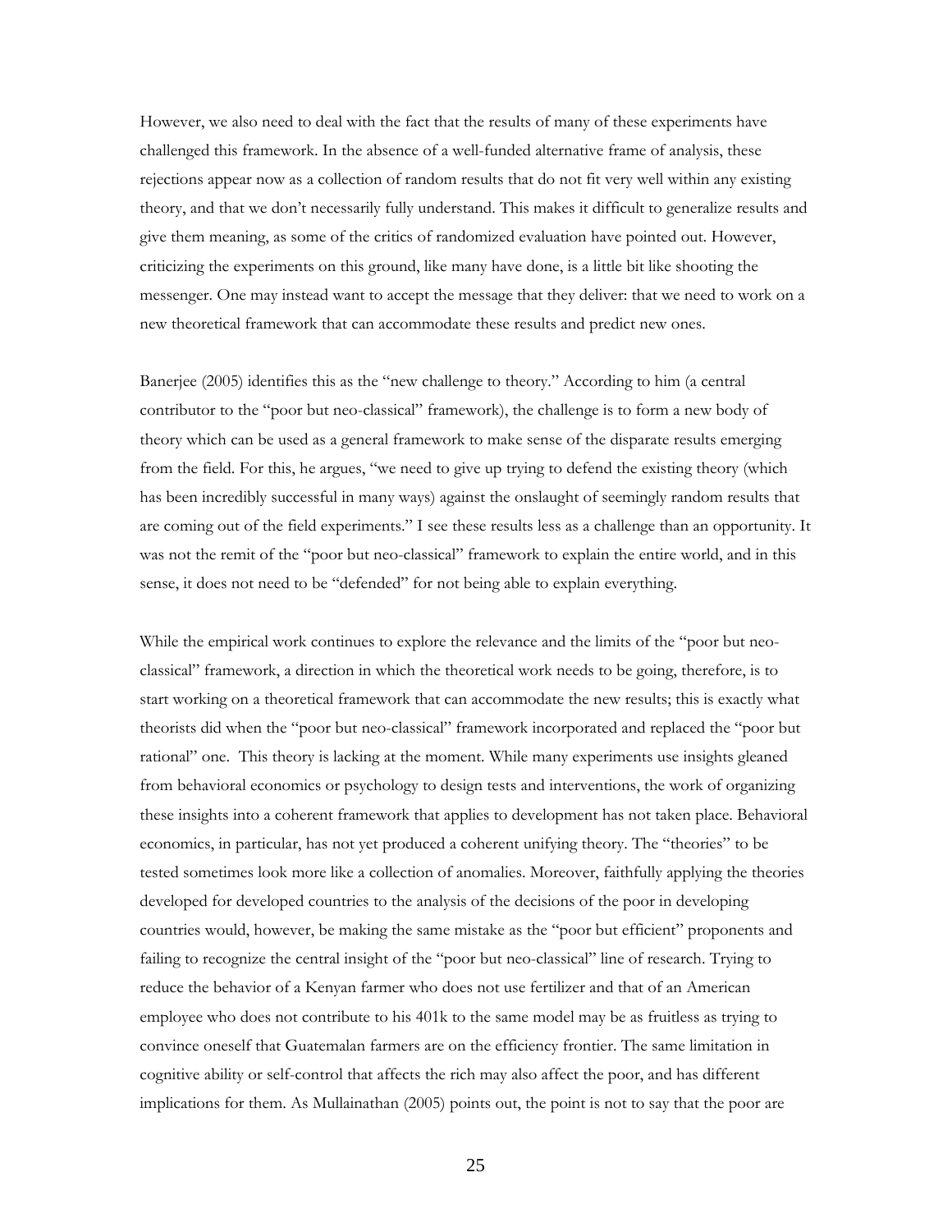However, we also need to deal with the fact that the results of many of these experiments have challenged this framework. In the absence of a well-funded alternative frame of analysis, these rejections appear now as a collection of random results that do not fit very well within any existing theory, and that we don't necessarily fully understand. This makes it difficult to generalize results and give them meaning, as some of the critics of randomized evaluation have pointed out. However, criticizing the experiments on this ground, like many have done, is a little bit like shooting the messenger. One may instead want to accept the message that they deliver: that we need to work on a new theoretical framework that can accommodate these results and predict new ones.

Banerjee (2005) identifies this as the "new challenge to theory." According to him (a central contributor to the "poor but neo-classical" framework), the challenge is to form a new body of theory which can be used as a general framework to make sense of the disparate results emerging from the field. For this, he argues, "we need to give up trying to defend the existing theory (which has been incredibly successful in many ways) against the onslaught of seemingly random results that are coming out of the field experiments." I see these results less as a challenge than an opportunity. It was not the remit of the "poor but neo-classical" framework to explain the entire world, and in this sense, it does not need to be "defended" for not being able to explain everything.

While the empirical work continues to explore the relevance and the limits of the "poor but neo-classical" framework, a direction in which the theoretical work needs to be going, therefore, is to start working on a theoretical framework that can accommodate the new results; this is exactly what theorists did when the "poor but neo-classical" framework incorporated and replaced the "poor but rational" one. This theory is lacking at the moment. While many experiments use insights gleaned from behavioral economics or psychology to design tests and interventions, the work of organizing these insights into a coherent framework that applies to development has not taken place. Behavioral economics, in particular, has not yet produced a coherent unifying theory. The "theories" to be tested sometimes look more like a collection of anomalies. Moreover, faithfully applying the theories developed for developed countries to the analysis of the decisions of the poor in developing countries would, however, be making the same mistake as the "poor but efficient" proponents and failing to recognize the central insight of the "poor but neo-classical" line of research. Trying to reduce the behavior of a Kenyan farmer who does not use fertilizer and that of an American employee who does not contribute to his 401k to the same model may be as fruitless as trying to convince oneself that Guatemalan farmers are on the efficiency frontier. The same limitation in cognitive ability or self-control that affects the rich may also affect the poor, and has different implications for them. As Mullainathan (2005) points out, the point is not to say that the poor are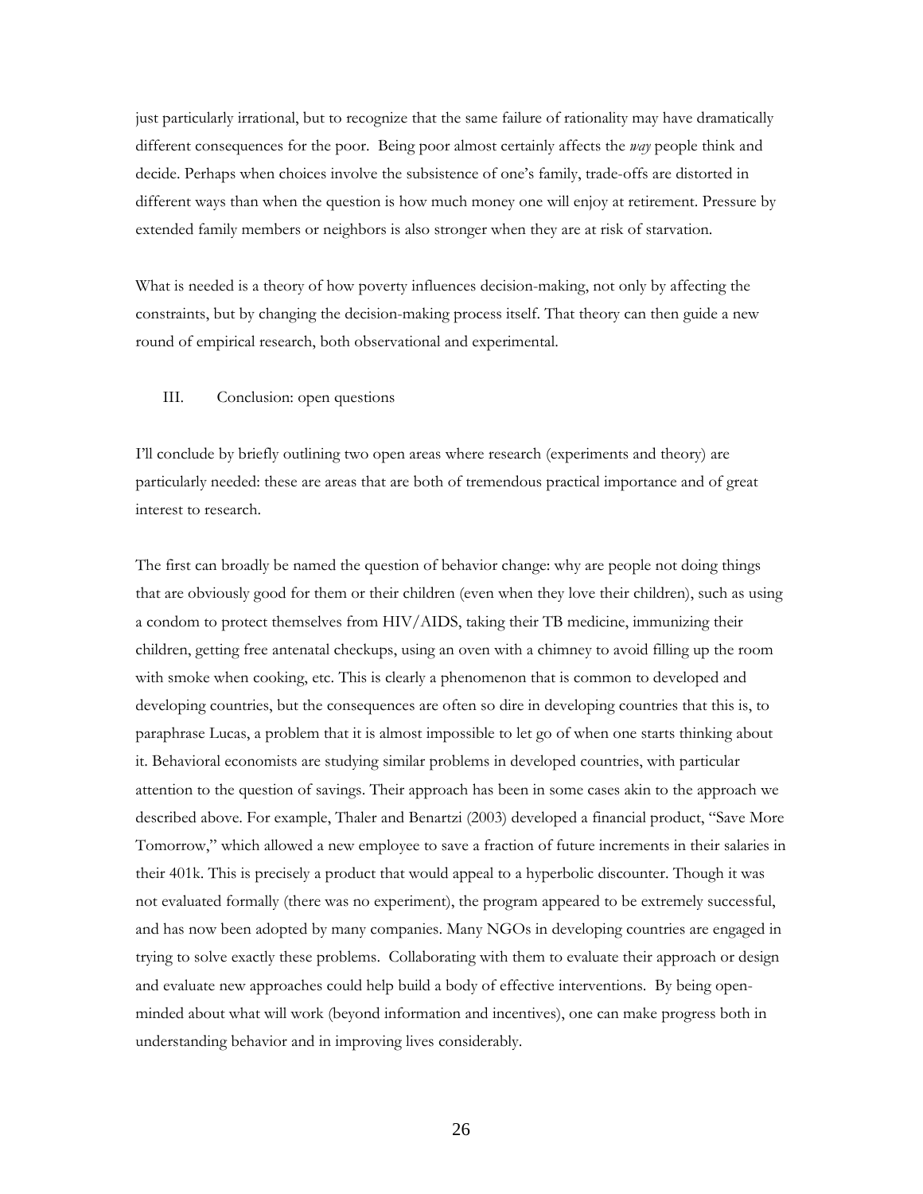just particularly irrational, but to recognize that the same failure of rationality may have dramatically different consequences for the poor. Being poor almost certainly affects the *way* people think and decide. Perhaps when choices involve the subsistence of one's family, trade-offs are distorted in different ways than when the question is how much money one will enjoy at retirement. Pressure by extended family members or neighbors is also stronger when they are at risk of starvation.

What is needed is a theory of how poverty influences decision-making, not only by affecting the constraints, but by changing the decision-making process itself. That theory can then guide a new round of empirical research, both observational and experimental.

## III. Conclusion: open questions

I'll conclude by briefly outlining two open areas where research (experiments and theory) are particularly needed: these are areas that are both of tremendous practical importance and of great interest to research.

The first can broadly be named the question of behavior change: why are people not doing things that are obviously good for them or their children (even when they love their children), such as using a condom to protect themselves from HIV/AIDS, taking their TB medicine, immunizing their children, getting free antenatal checkups, using an oven with a chimney to avoid filling up the room with smoke when cooking, etc. This is clearly a phenomenon that is common to developed and developing countries, but the consequences are often so dire in developing countries that this is, to paraphrase Lucas, a problem that it is almost impossible to let go of when one starts thinking about it. Behavioral economists are studying similar problems in developed countries, with particular attention to the question of savings. Their approach has been in some cases akin to the approach we described above. For example, Thaler and Benartzi (2003) developed a financial product, "Save More Tomorrow," which allowed a new employee to save a fraction of future increments in their salaries in their 401k. This is precisely a product that would appeal to a hyperbolic discounter. Though it was not evaluated formally (there was no experiment), the program appeared to be extremely successful, and has now been adopted by many companies. Many NGOs in developing countries are engaged in trying to solve exactly these problems. Collaborating with them to evaluate their approach or design and evaluate new approaches could help build a body of effective interventions. By being open-minded about what will work (beyond information and incentives), one can make progress both in understanding behavior and in improving lives considerably.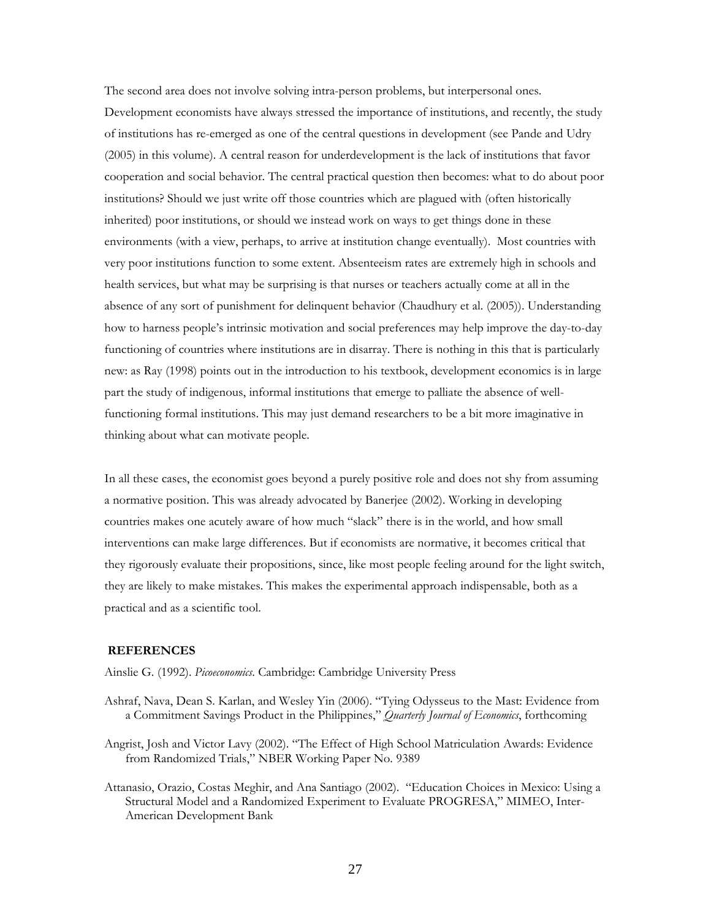The second area does not involve solving intra-person problems, but interpersonal ones. Development economists have always stressed the importance of institutions, and recently, the study of institutions has re-emerged as one of the central questions in development (see Pande and Udry (2005) in this volume). A central reason for underdevelopment is the lack of institutions that favor cooperation and social behavior. The central practical question then becomes: what to do about poor institutions? Should we just write off those countries which are plagued with (often historically inherited) poor institutions, or should we instead work on ways to get things done in these environments (with a view, perhaps, to arrive at institution change eventually). Most countries with very poor institutions function to some extent. Absenteeism rates are extremely high in schools and health services, but what may be surprising is that nurses or teachers actually come at all in the absence of any sort of punishment for delinquent behavior (Chaudhury et al. (2005)). Understanding how to harness people's intrinsic motivation and social preferences may help improve the day-to-day functioning of countries where institutions are in disarray. There is nothing in this that is particularly new: as Ray (1998) points out in the introduction to his textbook, development economics is in large part the study of indigenous, informal institutions that emerge to palliate the absence of well-functioning formal institutions. This may just demand researchers to be a bit more imaginative in thinking about what can motivate people.

In all these cases, the economist goes beyond a purely positive role and does not shy from assuming a normative position. This was already advocated by Banerjee (2002). Working in developing countries makes one acutely aware of how much "slack" there is in the world, and how small interventions can make large differences. But if economists are normative, it becomes critical that they rigorously evaluate their propositions, since, like most people feeling around for the light switch, they are likely to make mistakes. This makes the experimental approach indispensable, both as a practical and as a scientific tool.

## REFERENCES

Ainslie G. (1992). *Picoeconomics*. Cambridge: Cambridge University Press

Ashraf, Nava, Dean S. Karlan, and Wesley Yin (2006). "Tying Odysseus to the Mast: Evidence from a Commitment Savings Product in the Philippines," *Quarterly Journal of Economics*, forthcoming

Angrist, Josh and Victor Lavy (2002). "The Effect of High School Matriculation Awards: Evidence from Randomized Trials," NBER Working Paper No. 9389

Attanasio, Orazio, Costas Meghir, and Ana Santiago (2002). "Education Choices in Mexico: Using a Structural Model and a Randomized Experiment to Evaluate PROGRESA," MIMEO, Inter-American Development Bank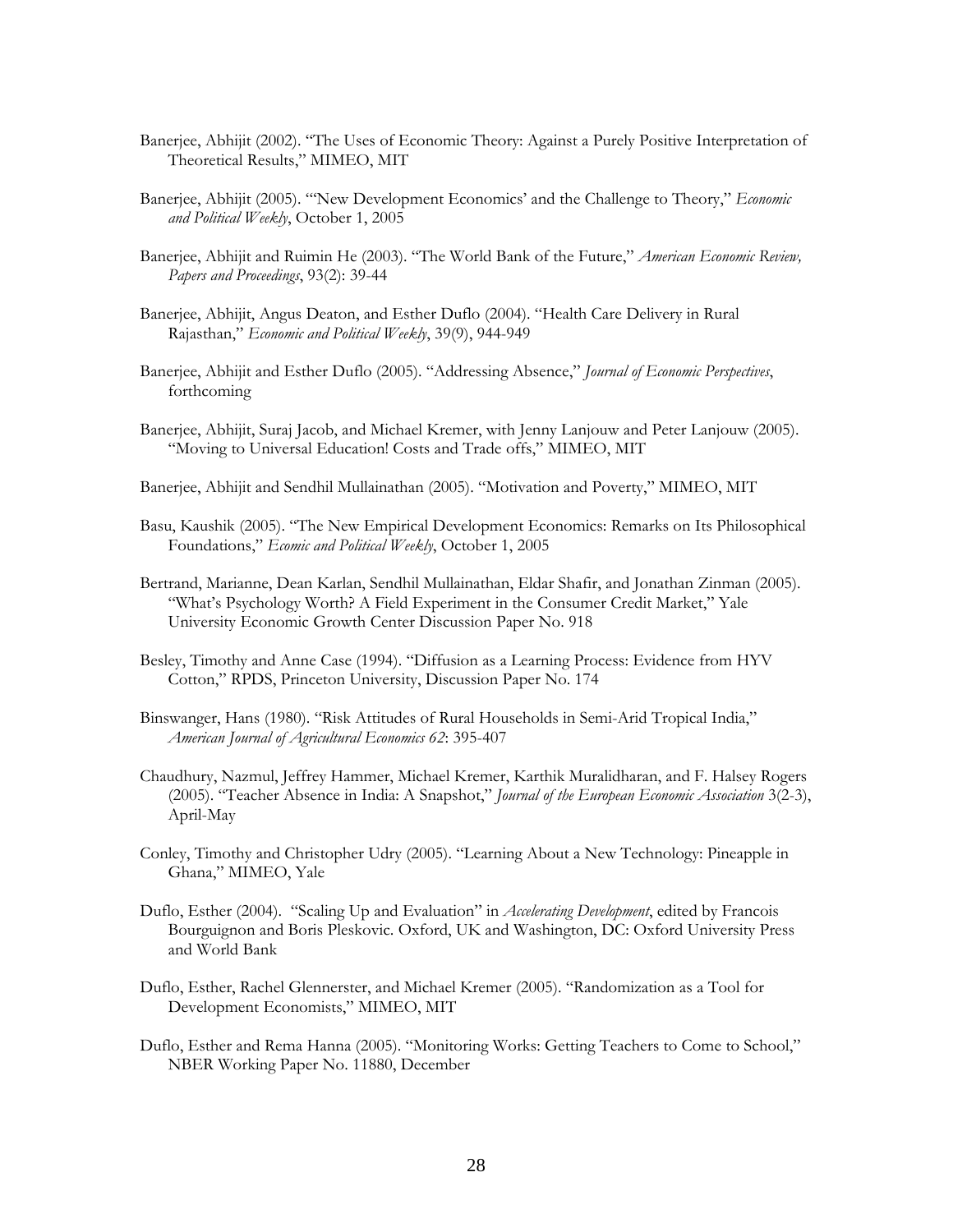Banerjee, Abhijit (2002). "The Uses of Economic Theory: Against a Purely Positive Interpretation of Theoretical Results," MIMEO, MIT

Banerjee, Abhijit (2005). "'New Development Economics' and the Challenge to Theory," *Economic and Political Weekly*, October 1, 2005

Banerjee, Abhijit and Ruimin He (2003). "The World Bank of the Future," *American Economic Review, Papers and Proceedings*, 93(2): 39-44

Banerjee, Abhijit, Angus Deaton, and Esther Duflo (2004). "Health Care Delivery in Rural Rajasthan," *Economic and Political Weekly*, 39(9), 944-949

Banerjee, Abhijit and Esther Duflo (2005). "Addressing Absence," *Journal of Economic Perspectives*, forthcoming

Banerjee, Abhijit, Suraj Jacob, and Michael Kremer, with Jenny Lanjouw and Peter Lanjouw (2005). "Moving to Universal Education! Costs and Trade offs," MIMEO, MIT

Banerjee, Abhijit and Sendhil Mullainathan (2005). "Motivation and Poverty," MIMEO, MIT

Basu, Kaushik (2005). "The New Empirical Development Economics: Remarks on Its Philosophical Foundations," *Ecomic and Political Weekly*, October 1, 2005

Bertrand, Marianne, Dean Karlan, Sendhil Mullainathan, Eldar Shafir, and Jonathan Zinman (2005). "What's Psychology Worth? A Field Experiment in the Consumer Credit Market," Yale University Economic Growth Center Discussion Paper No. 918

Besley, Timothy and Anne Case (1994). "Diffusion as a Learning Process: Evidence from HYV Cotton," RPDS, Princeton University, Discussion Paper No. 174

Binswanger, Hans (1980). "Risk Attitudes of Rural Households in Semi-Arid Tropical India," *American Journal of Agricultural Economics 62*: 395-407

Chaudhury, Nazmul, Jeffrey Hammer, Michael Kremer, Karthik Muralidharan, and F. Halsey Rogers (2005). "Teacher Absence in India: A Snapshot," *Journal of the European Economic Association* 3(2-3), April-May

Conley, Timothy and Christopher Udry (2005). "Learning About a New Technology: Pineapple in Ghana," MIMEO, Yale

Duflo, Esther (2004). "Scaling Up and Evaluation" in *Accelerating Development*, edited by Francois Bourguignon and Boris Pleskovic. Oxford, UK and Washington, DC: Oxford University Press and World Bank

Duflo, Esther, Rachel Glennerster, and Michael Kremer (2005). "Randomization as a Tool for Development Economists," MIMEO, MIT

Duflo, Esther and Rema Hanna (2005). "Monitoring Works: Getting Teachers to Come to School," NBER Working Paper No. 11880, December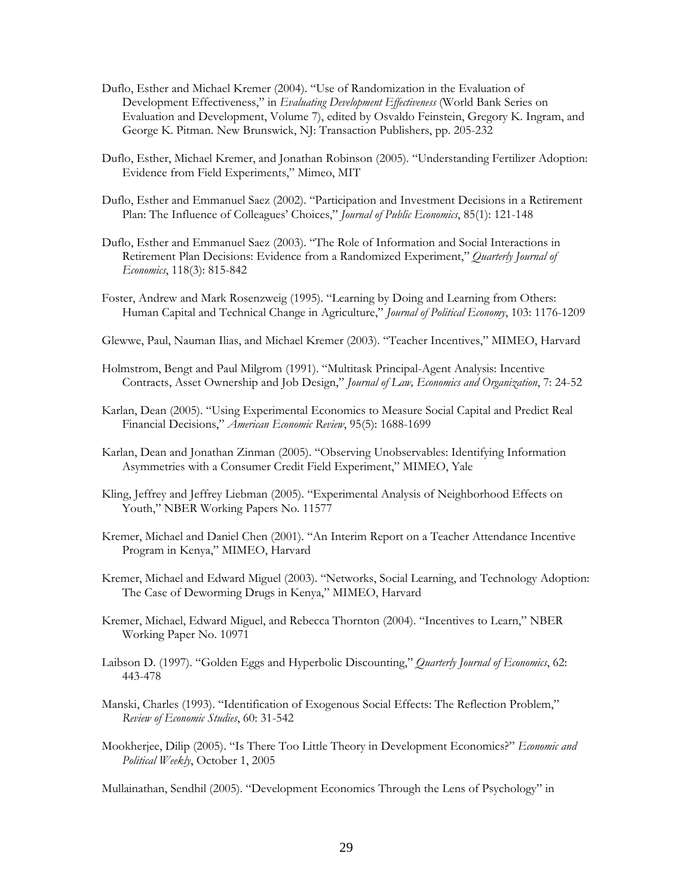Duflo, Esther and Michael Kremer (2004). "Use of Randomization in the Evaluation of Development Effectiveness," in *Evaluating Development Effectiveness* (World Bank Series on Evaluation and Development, Volume 7), edited by Osvaldo Feinstein, Gregory K. Ingram, and George K. Pitman. New Brunswick, NJ: Transaction Publishers, pp. 205-232

Duflo, Esther, Michael Kremer, and Jonathan Robinson (2005). "Understanding Fertilizer Adoption: Evidence from Field Experiments," Mimeo, MIT

Duflo, Esther and Emmanuel Saez (2002). "Participation and Investment Decisions in a Retirement Plan: The Influence of Colleagues' Choices," *Journal of Public Economics*, 85(1): 121-148

Duflo, Esther and Emmanuel Saez (2003). "The Role of Information and Social Interactions in Retirement Plan Decisions: Evidence from a Randomized Experiment," *Quarterly Journal of Economics*, 118(3): 815-842

Foster, Andrew and Mark Rosenzweig (1995). "Learning by Doing and Learning from Others: Human Capital and Technical Change in Agriculture," *Journal of Political Economy*, 103: 1176-1209

Glewwe, Paul, Nauman Ilias, and Michael Kremer (2003). "Teacher Incentives," MIMEO, Harvard

Holmstrom, Bengt and Paul Milgrom (1991). "Multitask Principal-Agent Analysis: Incentive Contracts, Asset Ownership and Job Design," *Journal of Law, Economics and Organization*, 7: 24-52

Karlan, Dean (2005). "Using Experimental Economics to Measure Social Capital and Predict Real Financial Decisions," *American Economic Review*, 95(5): 1688-1699

Karlan, Dean and Jonathan Zinman (2005). "Observing Unobservables: Identifying Information Asymmetries with a Consumer Credit Field Experiment," MIMEO, Yale

Kling, Jeffrey and Jeffrey Liebman (2005). "Experimental Analysis of Neighborhood Effects on Youth," NBER Working Papers No. 11577

Kremer, Michael and Daniel Chen (2001). "An Interim Report on a Teacher Attendance Incentive Program in Kenya," MIMEO, Harvard

Kremer, Michael and Edward Miguel (2003). "Networks, Social Learning, and Technology Adoption: The Case of Deworming Drugs in Kenya," MIMEO, Harvard

Kremer, Michael, Edward Miguel, and Rebecca Thornton (2004). "Incentives to Learn," NBER Working Paper No. 10971

Laibson D. (1997). "Golden Eggs and Hyperbolic Discounting," *Quarterly Journal of Economics*, 62: 443-478

Manski, Charles (1993). "Identification of Exogenous Social Effects: The Reflection Problem," *Review of Economic Studies*, 60: 31-542

Mookherjee, Dilip (2005). "Is There Too Little Theory in Development Economics?" *Economic and Political Weekly*, October 1, 2005

Mullainathan, Sendhil (2005). "Development Economics Through the Lens of Psychology" in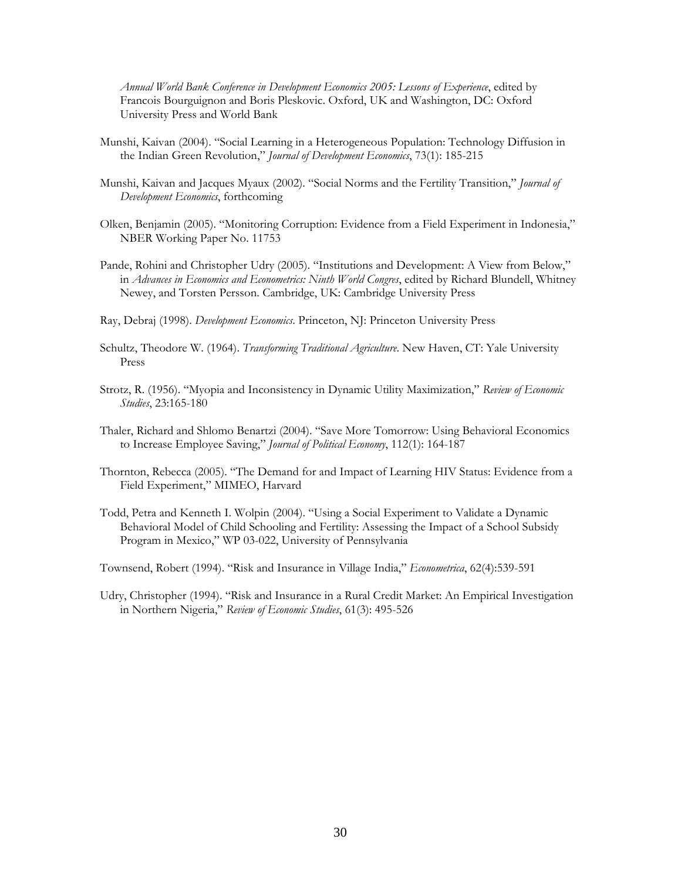*Annual World Bank Conference in Development Economics 2005: Lessons of Experience*, edited by Francois Bourguignon and Boris Pleskovic. Oxford, UK and Washington, DC: Oxford University Press and World Bank

Munshi, Kaivan (2004). "Social Learning in a Heterogeneous Population: Technology Diffusion in the Indian Green Revolution," *Journal of Development Economics*, 73(1): 185-215

Munshi, Kaivan and Jacques Myaux (2002). "Social Norms and the Fertility Transition," *Journal of Development Economics*, forthcoming

Olken, Benjamin (2005). "Monitoring Corruption: Evidence from a Field Experiment in Indonesia," NBER Working Paper No. 11753

Pande, Rohini and Christopher Udry (2005). "Institutions and Development: A View from Below," in *Advances in Economics and Econometrics: Ninth World Congres*, edited by Richard Blundell, Whitney Newey, and Torsten Persson. Cambridge, UK: Cambridge University Press

Ray, Debraj (1998). *Development Economics*. Princeton, NJ: Princeton University Press

Schultz, Theodore W. (1964). *Transforming Traditional Agriculture*. New Haven, CT: Yale University Press

Strotz, R. (1956). "Myopia and Inconsistency in Dynamic Utility Maximization," *Review of Economic Studies*, 23:165-180

Thaler, Richard and Shlomo Benartzi (2004). "Save More Tomorrow: Using Behavioral Economics to Increase Employee Saving," *Journal of Political Economy*, 112(1): 164-187

Thornton, Rebecca (2005). "The Demand for and Impact of Learning HIV Status: Evidence from a Field Experiment," MIMEO, Harvard

Todd, Petra and Kenneth I. Wolpin (2004). "Using a Social Experiment to Validate a Dynamic Behavioral Model of Child Schooling and Fertility: Assessing the Impact of a School Subsidy Program in Mexico," WP 03-022, University of Pennsylvania

Townsend, Robert (1994). "Risk and Insurance in Village India," *Econometrica*, 62(4):539-591

Udry, Christopher (1994). "Risk and Insurance in a Rural Credit Market: An Empirical Investigation in Northern Nigeria," *Review of Economic Studies*, 61(3): 495-526